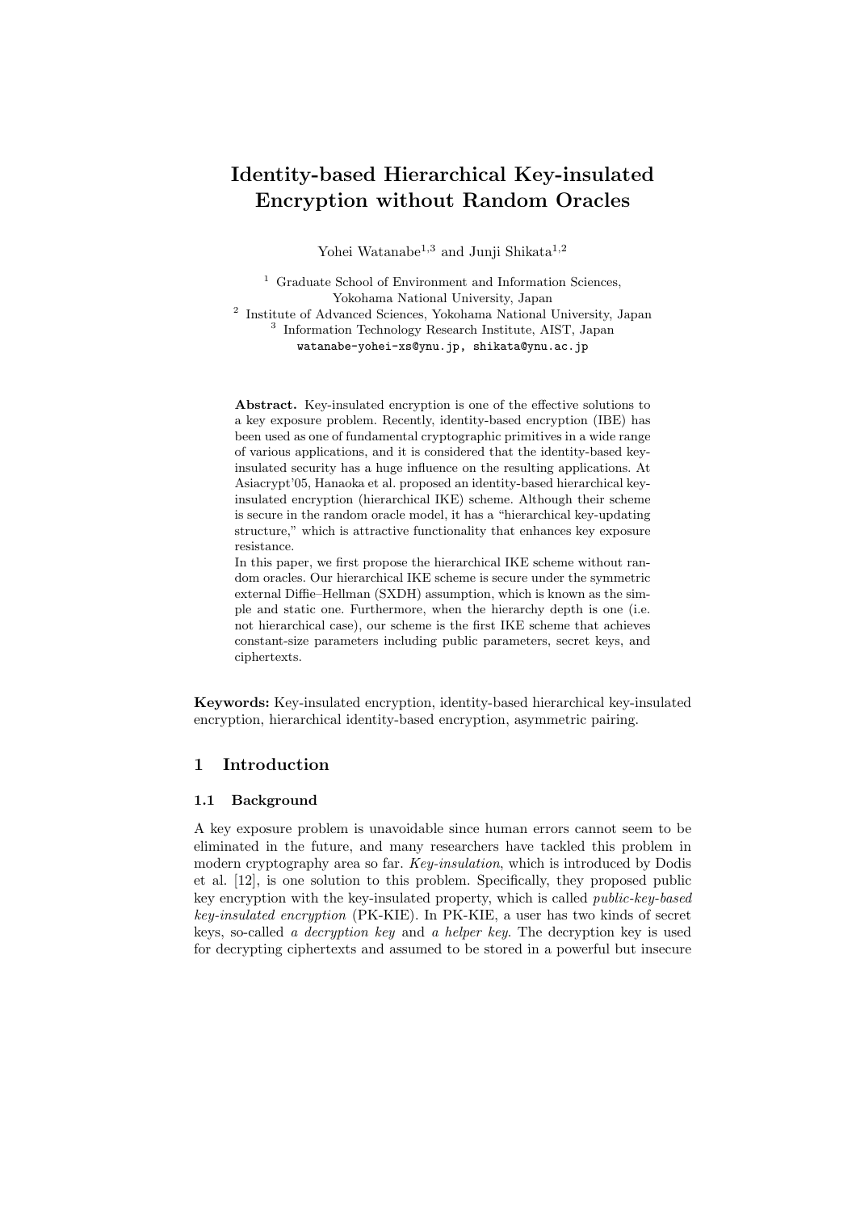# Identity-based Hierarchical Key-insulated Encryption without Random Oracles

Yohei Watanabe[1,3] and Junji Shikata[1,2]

[1] Graduate School of Environment and Information Sciences, Yokohama National University, Japan
[2] Institute of Advanced Sciences, Yokohama National University, Japan
[3] Information Technology Research Institute, AIST, Japan
watanabe-yohei-xs@ynu.jp, shikata@ynu.ac.jp

**Abstract.** Key-insulated encryption is one of the effective solutions to a key exposure problem. Recently, identity-based encryption (IBE) has been used as one of fundamental cryptographic primitives in a wide range of various applications, and it is considered that the identity-based key-insulated security has a huge influence on the resulting applications. At Asiacrypt'05, Hanaoka et al. proposed an identity-based hierarchical key-insulated encryption (hierarchical IKE) scheme. Although their scheme is secure in the random oracle model, it has a "hierarchical key-updating structure," which is attractive functionality that enhances key exposure resistance.

In this paper, we first propose the hierarchical IKE scheme without random oracles. Our hierarchical IKE scheme is secure under the symmetric external Diffie–Hellman (SXDH) assumption, which is known as the simple and static one. Furthermore, when the hierarchy depth is one (i.e. not hierarchical case), our scheme is the first IKE scheme that achieves constant-size parameters including public parameters, secret keys, and ciphertexts.

**Keywords:** Key-insulated encryption, identity-based hierarchical key-insulated encryption, hierarchical identity-based encryption, asymmetric pairing.

## 1 Introduction

### 1.1 Background

A key exposure problem is unavoidable since human errors cannot seem to be eliminated in the future, and many researchers have tackled this problem in modern cryptography area so far. *Key-insulation*, which is introduced by Dodis et al. [12], is one solution to this problem. Specifically, they proposed public key encryption with the key-insulated property, which is called *public-key-based key-insulated encryption* (PK-KIE). In PK-KIE, a user has two kinds of secret keys, so-called *a decryption key* and *a helper key*. The decryption key is used for decrypting ciphertexts and assumed to be stored in a powerful but insecure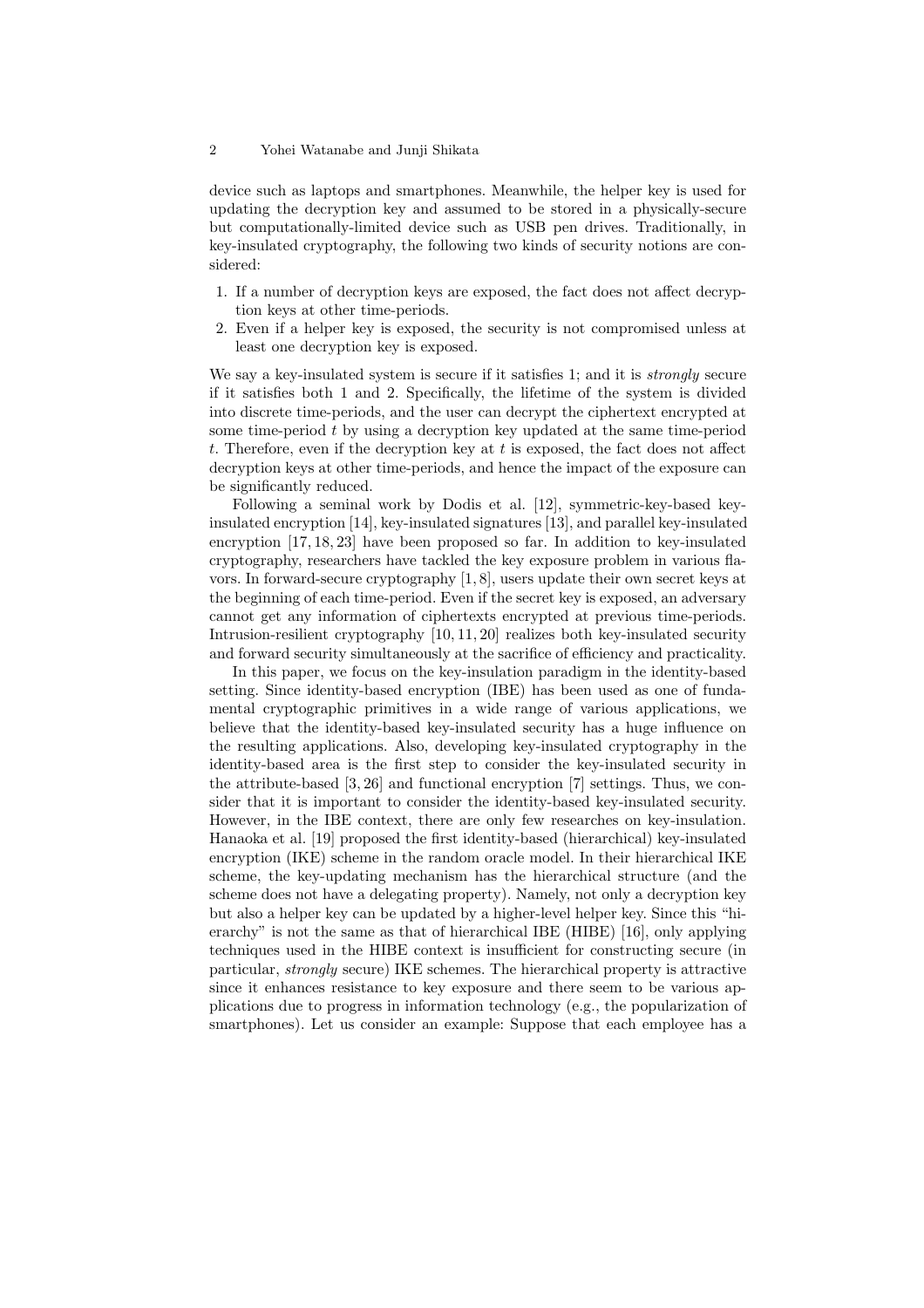device such as laptops and smartphones. Meanwhile, the helper key is used for updating the decryption key and assumed to be stored in a physically-secure but computationally-limited device such as USB pen drives. Traditionally, in key-insulated cryptography, the following two kinds of security notions are considered:

1. If a number of decryption keys are exposed, the fact does not affect decryption keys at other time-periods.
2. Even if a helper key is exposed, the security is not compromised unless at least one decryption key is exposed.

We say a key-insulated system is secure if it satisfies 1; and it is *strongly* secure if it satisfies both 1 and 2. Specifically, the lifetime of the system is divided into discrete time-periods, and the user can decrypt the ciphertext encrypted at some time-period $t$ by using a decryption key updated at the same time-period $t$. Therefore, even if the decryption key at $t$ is exposed, the fact does not affect decryption keys at other time-periods, and hence the impact of the exposure can be significantly reduced.

Following a seminal work by Dodis et al. [12], symmetric-key-based key-insulated encryption [14], key-insulated signatures [13], and parallel key-insulated encryption [17, 18, 23] have been proposed so far. In addition to key-insulated cryptography, researchers have tackled the key exposure problem in various flavors. In forward-secure cryptography [1, 8], users update their own secret keys at the beginning of each time-period. Even if the secret key is exposed, an adversary cannot get any information of ciphertexts encrypted at previous time-periods. Intrusion-resilient cryptography [10, 11, 20] realizes both key-insulated security and forward security simultaneously at the sacrifice of efficiency and practicality.

In this paper, we focus on the key-insulation paradigm in the identity-based setting. Since identity-based encryption (IBE) has been used as one of fundamental cryptographic primitives in a wide range of various applications, we believe that the identity-based key-insulated security has a huge influence on the resulting applications. Also, developing key-insulated cryptography in the identity-based area is the first step to consider the key-insulated security in the attribute-based [3, 26] and functional encryption [7] settings. Thus, we consider that it is important to consider the identity-based key-insulated security. However, in the IBE context, there are only few researches on key-insulation. Hanaoka et al. [19] proposed the first identity-based (hierarchical) key-insulated encryption (IKE) scheme in the random oracle model. In their hierarchical IKE scheme, the key-updating mechanism has the hierarchical structure (and the scheme does not have a delegating property). Namely, not only a decryption key but also a helper key can be updated by a higher-level helper key. Since this "hierarchy" is not the same as that of hierarchical IBE (HIBE) [16], only applying techniques used in the HIBE context is insufficient for constructing secure (in particular, *strongly* secure) IKE schemes. The hierarchical property is attractive since it enhances resistance to key exposure and there seem to be various applications due to progress in information technology (e.g., the popularization of smartphones). Let us consider an example: Suppose that each employee has a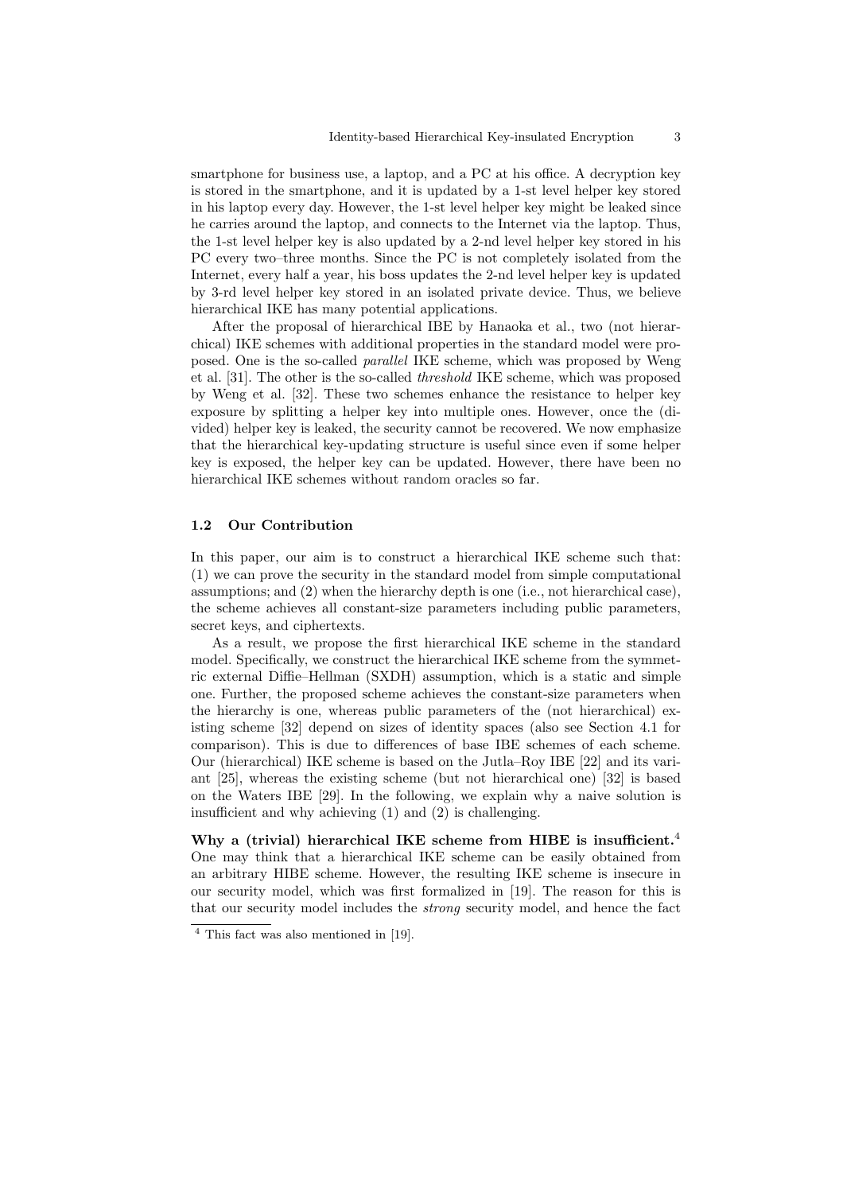smartphone for business use, a laptop, and a PC at his office. A decryption key is stored in the smartphone, and it is updated by a 1-st level helper key stored in his laptop every day. However, the 1-st level helper key might be leaked since he carries around the laptop, and connects to the Internet via the laptop. Thus, the 1-st level helper key is also updated by a 2-nd level helper key stored in his PC every two–three months. Since the PC is not completely isolated from the Internet, every half a year, his boss updates the 2-nd level helper key is updated by 3-rd level helper key stored in an isolated private device. Thus, we believe hierarchical IKE has many potential applications.

After the proposal of hierarchical IBE by Hanaoka et al., two (not hierarchical) IKE schemes with additional properties in the standard model were proposed. One is the so-called *parallel* IKE scheme, which was proposed by Weng et al. [31]. The other is the so-called *threshold* IKE scheme, which was proposed by Weng et al. [32]. These two schemes enhance the resistance to helper key exposure by splitting a helper key into multiple ones. However, once the (divided) helper key is leaked, the security cannot be recovered. We now emphasize that the hierarchical key-updating structure is useful since even if some helper key is exposed, the helper key can be updated. However, there have been no hierarchical IKE schemes without random oracles so far.

### 1.2 Our Contribution

In this paper, our aim is to construct a hierarchical IKE scheme such that: (1) we can prove the security in the standard model from simple computational assumptions; and (2) when the hierarchy depth is one (i.e., not hierarchical case), the scheme achieves all constant-size parameters including public parameters, secret keys, and ciphertexts.

As a result, we propose the first hierarchical IKE scheme in the standard model. Specifically, we construct the hierarchical IKE scheme from the symmetric external Diffie–Hellman (SXDH) assumption, which is a static and simple one. Further, the proposed scheme achieves the constant-size parameters when the hierarchy is one, whereas public parameters of the (not hierarchical) existing scheme [32] depend on sizes of identity spaces (also see Section 4.1 for comparison). This is due to differences of base IBE schemes of each scheme. Our (hierarchical) IKE scheme is based on the Jutla–Roy IBE [22] and its variant [25], whereas the existing scheme (but not hierarchical one) [32] is based on the Waters IBE [29]. In the following, we explain why a naive solution is insufficient and why achieving (1) and (2) is challenging.

**Why a (trivial) hierarchical IKE scheme from HIBE is insufficient.**[4] One may think that a hierarchical IKE scheme can be easily obtained from an arbitrary HIBE scheme. However, the resulting IKE scheme is insecure in our security model, which was first formalized in [19]. The reason for this is that our security model includes the *strong* security model, and hence the fact

[4] This fact was also mentioned in [19].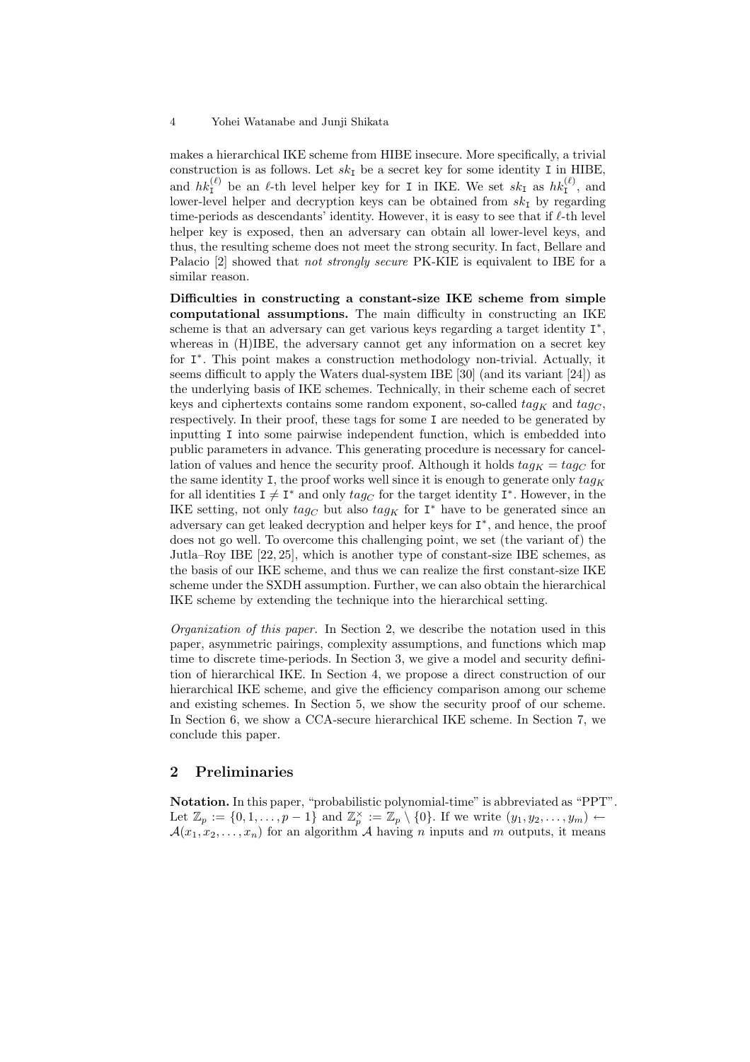makes a hierarchical IKE scheme from HIBE insecure. More specifically, a trivial construction is as follows. Let $sk_{\mathtt{I}}$ be a secret key for some identity $\mathtt{I}$ in HIBE, and $hk_{\mathtt{I}}^{(\ell)}$ be an $\ell$-th level helper key for $\mathtt{I}$ in IKE. We set $sk_{\mathtt{I}}$ as $hk_{\mathtt{I}}^{(\ell)}$, and lower-level helper and decryption keys can be obtained from $sk_{\mathtt{I}}$ by regarding time-periods as descendants' identity. However, it is easy to see that if $\ell$-th level helper key is exposed, then an adversary can obtain all lower-level keys, and thus, the resulting scheme does not meet the strong security. In fact, Bellare and Palacio [2] showed that *not strongly secure* PK-KIE is equivalent to IBE for a similar reason.

**Difficulties in constructing a constant-size IKE scheme from simple computational assumptions.** The main difficulty in constructing an IKE scheme is that an adversary can get various keys regarding a target identity $\mathtt{I}^*$, whereas in (H)IBE, the adversary cannot get any information on a secret key for $\mathtt{I}^*$. This point makes a construction methodology non-trivial. Actually, it seems difficult to apply the Waters dual-system IBE [30] (and its variant [24]) as the underlying basis of IKE schemes. Technically, in their scheme each of secret keys and ciphertexts contains some random exponent, so-called $tag_K$ and $tag_C$, respectively. In their proof, these tags for some $\mathtt{I}$ are needed to be generated by inputting $\mathtt{I}$ into some pairwise independent function, which is embedded into public parameters in advance. This generating procedure is necessary for cancellation of values and hence the security proof. Although it holds $tag_K = tag_C$ for the same identity $\mathtt{I}$, the proof works well since it is enough to generate only $tag_K$ for all identities $\mathtt{I} \neq \mathtt{I}^*$ and only $tag_C$ for the target identity $\mathtt{I}^*$. However, in the IKE setting, not only $tag_C$ but also $tag_K$ for $\mathtt{I}^*$ have to be generated since an adversary can get leaked decryption and helper keys for $\mathtt{I}^*$, and hence, the proof does not go well. To overcome this challenging point, we set (the variant of) the Jutla–Roy IBE [22, 25], which is another type of constant-size IBE schemes, as the basis of our IKE scheme, and thus we can realize the first constant-size IKE scheme under the SXDH assumption. Further, we can also obtain the hierarchical IKE scheme by extending the technique into the hierarchical setting.

*Organization of this paper.* In Section 2, we describe the notation used in this paper, asymmetric pairings, complexity assumptions, and functions which map time to discrete time-periods. In Section 3, we give a model and security definition of hierarchical IKE. In Section 4, we propose a direct construction of our hierarchical IKE scheme, and give the efficiency comparison among our scheme and existing schemes. In Section 5, we show the security proof of our scheme. In Section 6, we show a CCA-secure hierarchical IKE scheme. In Section 7, we conclude this paper.

## 2 Preliminaries

**Notation.** In this paper, "probabilistic polynomial-time" is abbreviated as "PPT". Let $\mathbb{Z}_p := \{0, 1, \ldots, p-1\}$ and $\mathbb{Z}_p^\times := \mathbb{Z}_p \setminus \{0\}$. If we write $(y_1, y_2, \ldots, y_m) \leftarrow \mathcal{A}(x_1, x_2, \ldots, x_n)$ for an algorithm $\mathcal{A}$ having $n$ inputs and $m$ outputs, it means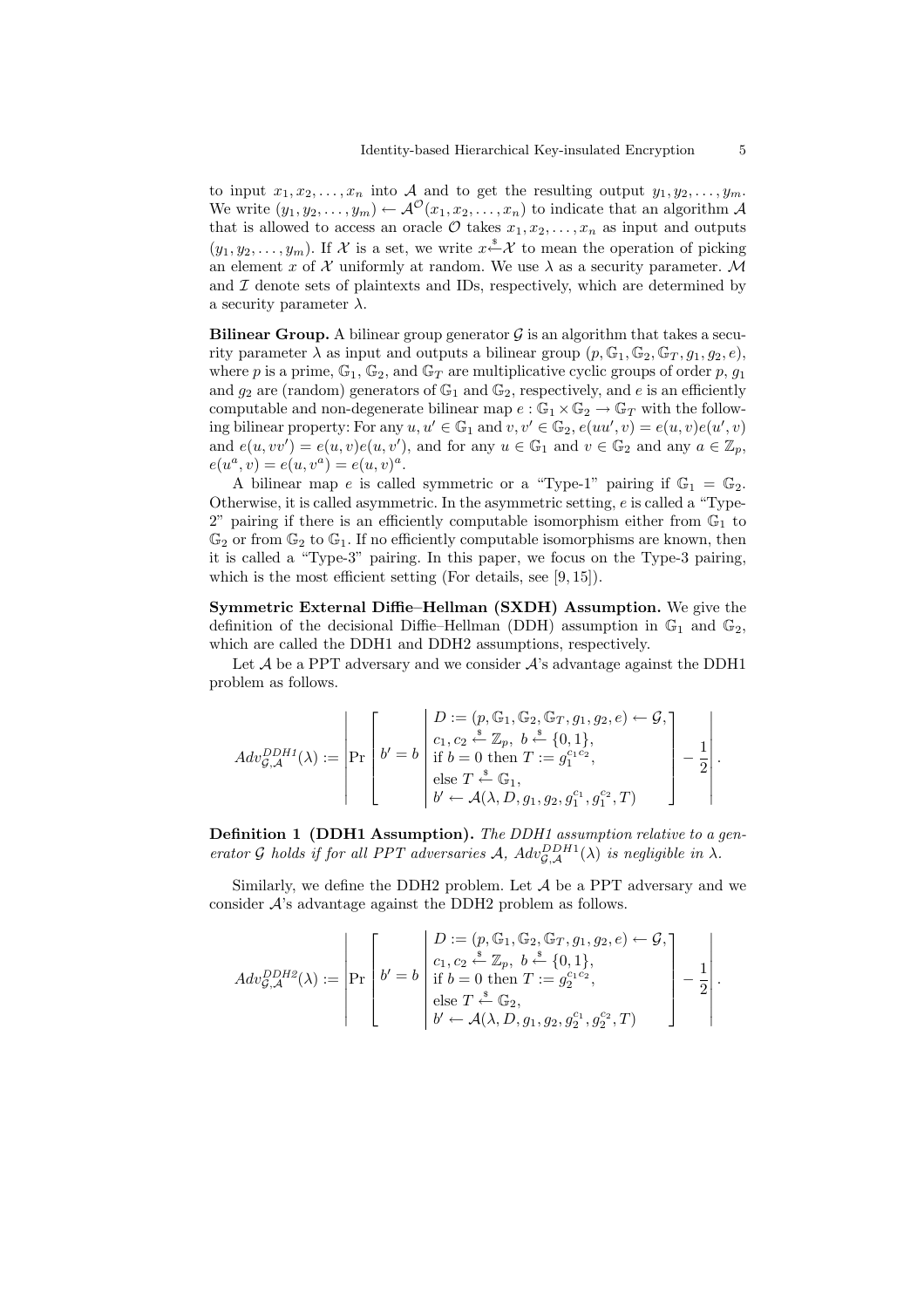to input $x_1, x_2, \ldots, x_n$ into $\mathcal{A}$ and to get the resulting output $y_1, y_2, \ldots, y_m$. We write $(y_1, y_2, \ldots, y_m) \leftarrow \mathcal{A}^{\mathcal{O}}(x_1, x_2, \ldots, x_n)$ to indicate that an algorithm $\mathcal{A}$ that is allowed to access an oracle $\mathcal{O}$ takes $x_1, x_2, \ldots, x_n$ as input and outputs $(y_1, y_2, \ldots, y_m)$. If $\mathcal{X}$ is a set, we write $x \xleftarrow{\$} \mathcal{X}$ to mean the operation of picking an element $x$ of $\mathcal{X}$ uniformly at random. We use $\lambda$ as a security parameter. $\mathcal{M}$ and $\mathcal{I}$ denote sets of plaintexts and IDs, respectively, which are determined by a security parameter $\lambda$.

**Bilinear Group.** A bilinear group generator $\mathcal{G}$ is an algorithm that takes a security parameter $\lambda$ as input and outputs a bilinear group $(p, \mathbb{G}_1, \mathbb{G}_2, \mathbb{G}_T, g_1, g_2, e)$, where $p$ is a prime, $\mathbb{G}_1$, $\mathbb{G}_2$, and $\mathbb{G}_T$ are multiplicative cyclic groups of order $p$, $g_1$ and $g_2$ are (random) generators of $\mathbb{G}_1$ and $\mathbb{G}_2$, respectively, and $e$ is an efficiently computable and non-degenerate bilinear map $e : \mathbb{G}_1 \times \mathbb{G}_2 \to \mathbb{G}_T$ with the following bilinear property: For any $u, u' \in \mathbb{G}_1$ and $v, v' \in \mathbb{G}_2$, $e(uu', v) = e(u, v)e(u', v)$ and $e(u, vv') = e(u, v)e(u, v')$, and for any $u \in \mathbb{G}_1$ and $v \in \mathbb{G}_2$ and any $a \in \mathbb{Z}_p$, $e(u^a, v) = e(u, v^a) = e(u, v)^a$.

A bilinear map $e$ is called symmetric or a "Type-1" pairing if $\mathbb{G}_1 = \mathbb{G}_2$. Otherwise, it is called asymmetric. In the asymmetric setting, $e$ is called a "Type-2" pairing if there is an efficiently computable isomorphism either from $\mathbb{G}_1$ to $\mathbb{G}_2$ or from $\mathbb{G}_2$ to $\mathbb{G}_1$. If no efficiently computable isomorphisms are known, then it is called a "Type-3" pairing. In this paper, we focus on the Type-3 pairing, which is the most efficient setting (For details, see [9, 15]).

**Symmetric External Diffie–Hellman (SXDH) Assumption.** We give the definition of the decisional Diffie–Hellman (DDH) assumption in $\mathbb{G}_1$ and $\mathbb{G}_2$, which are called the DDH1 and DDH2 assumptions, respectively.

Let $\mathcal{A}$ be a PPT adversary and we consider $\mathcal{A}$'s advantage against the DDH1 problem as follows.

$$Adv^{DDH1}_{\mathcal{G},\mathcal{A}}(\lambda) := \left| \Pr\left[ b' = b \;\middle|\; \begin{array}{l} D := (p, \mathbb{G}_1, \mathbb{G}_2, \mathbb{G}_T, g_1, g_2, e) \leftarrow \mathcal{G}, \\ c_1, c_2 \xleftarrow{\$} \mathbb{Z}_p,\ b \xleftarrow{\$} \{0, 1\}, \\ \text{if } b = 0 \text{ then } T := g_1^{c_1 c_2}, \\ \text{else } T \xleftarrow{\$} \mathbb{G}_1, \\ b' \leftarrow \mathcal{A}(\lambda, D, g_1, g_2, g_1^{c_1}, g_1^{c_2}, T) \end{array} \right] - \frac{1}{2} \right|.$$

**Definition 1 (DDH1 Assumption).** *The DDH1 assumption relative to a generator $\mathcal{G}$ holds if for all PPT adversaries $\mathcal{A}$, $Adv^{DDH1}_{\mathcal{G},\mathcal{A}}(\lambda)$ is negligible in $\lambda$.*

Similarly, we define the DDH2 problem. Let $\mathcal{A}$ be a PPT adversary and we consider $\mathcal{A}$'s advantage against the DDH2 problem as follows.

$$Adv^{DDH2}_{\mathcal{G},\mathcal{A}}(\lambda) := \left| \Pr\left[ b' = b \;\middle|\; \begin{array}{l} D := (p, \mathbb{G}_1, \mathbb{G}_2, \mathbb{G}_T, g_1, g_2, e) \leftarrow \mathcal{G}, \\ c_1, c_2 \xleftarrow{\$} \mathbb{Z}_p,\ b \xleftarrow{\$} \{0, 1\}, \\ \text{if } b = 0 \text{ then } T := g_2^{c_1 c_2}, \\ \text{else } T \xleftarrow{\$} \mathbb{G}_2, \\ b' \leftarrow \mathcal{A}(\lambda, D, g_1, g_2, g_2^{c_1}, g_2^{c_2}, T) \end{array} \right] - \frac{1}{2} \right|.$$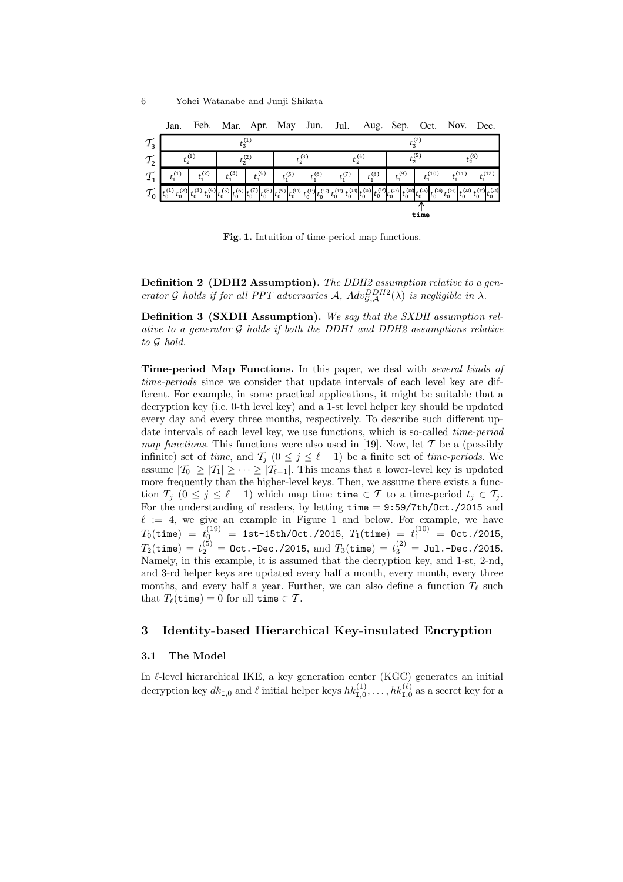|  | Jan. | Feb. | Mar. | Apr. | May | Jun. | Jul. | Aug. | Sep. | Oct. | Nov. | Dec. |
|---|---|---|---|---|---|---|---|---|---|---|---|---|
| $\mathcal{T}_3$ | $t_3^{(1)}$ | | | | | | $t_3^{(2)}$ | | | | | |
| $\mathcal{T}_2$ | $t_2^{(1)}$ | | | $t_2^{(2)}$ | | | $t_2^{(3)}$ | | | $t_2^{(4)}$ | | |
| $\mathcal{T}_1$ | $t_1^{(1)}$ | $t_1^{(2)}$ | $t_1^{(3)}$ | $t_1^{(4)}$ | $t_1^{(5)}$ | $t_1^{(6)}$ | $t_1^{(7)}$ | $t_1^{(8)}$ | $t_1^{(9)}$ | $t_1^{(10)}$ | $t_1^{(11)}$ | $t_1^{(12)}$ |
| $\mathcal{T}_0$ | $t_0^{(1)}$ $t_0^{(2)}$ | $t_0^{(3)}$ $t_0^{(4)}$ | $t_0^{(5)}$ $t_0^{(6)}$ | $t_0^{(7)}$ $t_0^{(8)}$ | $t_0^{(9)}$ $t_0^{(10)}$ | $t_0^{(11)}$ $t_0^{(12)}$ | $t_0^{(13)}$ $t_0^{(14)}$ | $t_0^{(15)}$ $t_0^{(16)}$ | $t_0^{(17)}$ $t_0^{(18)}$ | $t_0^{(19)}$ $t_0^{(20)}$ | $t_0^{(21)}$ $t_0^{(22)}$ | $t_0^{(23)}$ $t_0^{(24)}$ |

time

**Fig. 1.** Intuition of time-period map functions.

**Definition 2 (DDH2 Assumption).** *The DDH2 assumption relative to a generator $\mathcal{G}$ holds if for all PPT adversaries $\mathcal{A}$, $Adv^{DDH2}_{\mathcal{G},\mathcal{A}}(\lambda)$ is negligible in $\lambda$.*

**Definition 3 (SXDH Assumption).** *We say that the SXDH assumption relative to a generator $\mathcal{G}$ holds if both the DDH1 and DDH2 assumptions relative to $\mathcal{G}$ hold.*

**Time-period Map Functions.** In this paper, we deal with *several kinds of time-periods* since we consider that update intervals of each level key are different. For example, in some practical applications, it might be suitable that a decryption key (i.e. 0-th level key) and a 1-st level helper key should be updated every day and every three months, respectively. To describe such different update intervals of each level key, we use functions, which is so-called *time-period map functions*. This functions were also used in [19]. Now, let $\mathcal{T}$ be a (possibly infinite) set of *time*, and $\mathcal{T}_j$ $(0 \leq j \leq \ell - 1)$ be a finite set of *time-periods*. We assume $|\mathcal{T}_0| \geq |\mathcal{T}_1| \geq \cdots \geq |\mathcal{T}_{\ell-1}|$. This means that a lower-level key is updated more frequently than the higher-level keys. Then, we assume there exists a function $T_j$ $(0 \leq j \leq \ell - 1)$ which map time $\texttt{time} \in \mathcal{T}$ to a time-period $t_j \in \mathcal{T}_j$. For the understanding of readers, by letting $\texttt{time} =$ `9:59/7th/Oct./2015` and $\ell := 4$, we give an example in Figure 1 and below. For example, we have $T_0(\texttt{time}) = t_0^{(19)} =$ `1st-15th/Oct./2015`, $T_1(\texttt{time}) = t_1^{(10)} =$ `Oct./2015`, $T_2(\texttt{time}) = t_2^{(5)} =$ `Oct.-Dec./2015`, and $T_3(\texttt{time}) = t_3^{(2)} =$ `Jul.-Dec./2015`. Namely, in this example, it is assumed that the decryption key, and 1-st, 2-nd, and 3-rd helper keys are updated every half a month, every month, every three months, and every half a year. Further, we can also define a function $T_\ell$ such that $T_\ell(\texttt{time}) = 0$ for all $\texttt{time} \in \mathcal{T}$.

## 3 Identity-based Hierarchical Key-insulated Encryption

### 3.1 The Model

In $\ell$-level hierarchical IKE, a key generation center (KGC) generates an initial decryption key $dk_{\mathtt{I},0}$ and $\ell$ initial helper keys $hk^{(1)}_{\mathtt{I},0}, \ldots, hk^{(\ell)}_{\mathtt{I},0}$ as a secret key for a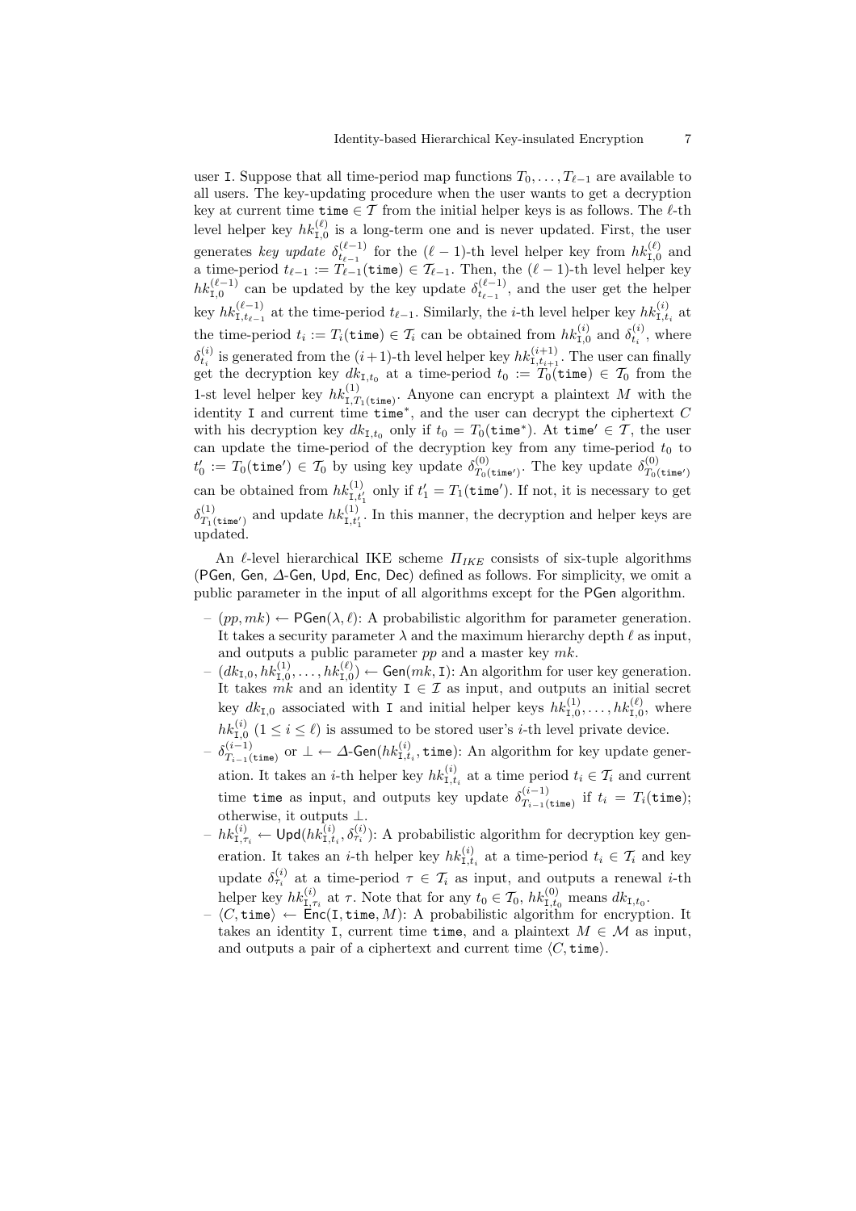user $\mathtt{I}$. Suppose that all time-period map functions $T_0, \ldots, T_{\ell-1}$ are available to all users. The key-updating procedure when the user wants to get a decryption key at current time $\mathtt{time} \in \mathcal{T}$ from the initial helper keys is as follows. The $\ell$-th level helper key $hk^{(\ell)}_{\mathtt{I},0}$ is a long-term one and is never updated. First, the user generates *key update* $\delta^{(\ell-1)}_{t_{\ell-1}}$ for the $(\ell-1)$-th level helper key from $hk^{(\ell)}_{\mathtt{I},0}$ and a time-period $t_{\ell-1} := T_{\ell-1}(\mathtt{time}) \in \mathcal{T}_{\ell-1}$. Then, the $(\ell-1)$-th level helper key $hk^{(\ell-1)}_{\mathtt{I},0}$ can be updated by the key update $\delta^{(\ell-1)}_{t_{\ell-1}}$, and the user get the helper key $hk^{(\ell-1)}_{\mathtt{I},t_{\ell-1}}$ at the time-period $t_{\ell-1}$. Similarly, the $i$-th level helper key $hk^{(i)}_{\mathtt{I},t_i}$ at the time-period $t_i := T_i(\mathtt{time}) \in \mathcal{T}_i$ can be obtained from $hk^{(i)}_{\mathtt{I},0}$ and $\delta^{(i)}_{t_i}$, where $\delta^{(i)}_{t_i}$ is generated from the $(i+1)$-th level helper key $hk^{(i+1)}_{\mathtt{I},t_{i+1}}$. The user can finally get the decryption key $dk_{\mathtt{I},t_0}$ at a time-period $t_0 := T_0(\mathtt{time}) \in \mathcal{T}_0$ from the 1-st level helper key $hk^{(1)}_{\mathtt{I},T_1(\mathtt{time})}$. Anyone can encrypt a plaintext $M$ with the identity $\mathtt{I}$ and current time $\mathtt{time}^*$, and the user can decrypt the ciphertext $C$ with his decryption key $dk_{\mathtt{I},t_0}$ only if $t_0 = T_0(\mathtt{time}^*)$. At $\mathtt{time}' \in \mathcal{T}$, the user can update the time-period of the decryption key from any time-period $t_0$ to $t'_0 := T_0(\mathtt{time}') \in \mathcal{T}_0$ by using key update $\delta^{(0)}_{T_0(\mathtt{time}')}$. The key update $\delta^{(0)}_{T_0(\mathtt{time}')}$ can be obtained from $hk^{(1)}_{\mathtt{I},t'_1}$ only if $t'_1 = T_1(\mathtt{time}')$. If not, it is necessary to get $\delta^{(1)}_{T_1(\mathtt{time}')}$ and update $hk^{(1)}_{\mathtt{I},t'_1}$. In this manner, the decryption and helper keys are updated.

An $\ell$-level hierarchical IKE scheme $\Pi_{IKE}$ consists of six-tuple algorithms ($\mathsf{PGen}$, $\mathsf{Gen}$, $\Delta$-$\mathsf{Gen}$, $\mathsf{Upd}$, $\mathsf{Enc}$, $\mathsf{Dec}$) defined as follows. For simplicity, we omit a public parameter in the input of all algorithms except for the $\mathsf{PGen}$ algorithm.

- $(pp, mk) \leftarrow \mathsf{PGen}(\lambda, \ell)$: A probabilistic algorithm for parameter generation. It takes a security parameter $\lambda$ and the maximum hierarchy depth $\ell$ as input, and outputs a public parameter $pp$ and a master key $mk$.
- $(dk_{\mathtt{I},0}, hk^{(1)}_{\mathtt{I},0}, \ldots, hk^{(\ell)}_{\mathtt{I},0}) \leftarrow \mathsf{Gen}(mk, \mathtt{I})$: An algorithm for user key generation. It takes $mk$ and an identity $\mathtt{I} \in \mathcal{I}$ as input, and outputs an initial secret key $dk_{\mathtt{I},0}$ associated with $\mathtt{I}$ and initial helper keys $hk^{(1)}_{\mathtt{I},0}, \ldots, hk^{(\ell)}_{\mathtt{I},0}$, where $hk^{(i)}_{\mathtt{I},0}$ $(1 \le i \le \ell)$ is assumed to be stored user's $i$-th level private device.
- $\delta^{(i-1)}_{T_{i-1}(\mathtt{time})}$ or $\perp \leftarrow \Delta\text{-}\mathsf{Gen}(hk^{(i)}_{\mathtt{I},t_i}, \mathtt{time})$: An algorithm for key update generation. It takes an $i$-th helper key $hk^{(i)}_{\mathtt{I},t_i}$ at a time period $t_i \in \mathcal{T}_i$ and current time $\mathtt{time}$ as input, and outputs key update $\delta^{(i-1)}_{T_{i-1}(\mathtt{time})}$ if $t_i = T_i(\mathtt{time})$; otherwise, it outputs $\perp$.
- $hk^{(i)}_{\mathtt{I},\tau_i} \leftarrow \mathsf{Upd}(hk^{(i)}_{\mathtt{I},t_i}, \delta^{(i)}_{\tau_i})$: A probabilistic algorithm for decryption key generation. It takes an $i$-th helper key $hk^{(i)}_{\mathtt{I},t_i}$ at a time-period $t_i \in \mathcal{T}_i$ and key update $\delta^{(i)}_{\tau_i}$ at a time-period $\tau \in \mathcal{T}_i$ as input, and outputs a renewal $i$-th helper key $hk^{(i)}_{\mathtt{I},\tau_i}$ at $\tau$. Note that for any $t_0 \in \mathcal{T}_0$, $hk^{(0)}_{\mathtt{I},t_0}$ means $dk_{\mathtt{I},t_0}$.
- $\langle C, \mathtt{time}\rangle \leftarrow \mathsf{Enc}(\mathtt{I}, \mathtt{time}, M)$: A probabilistic algorithm for encryption. It takes an identity $\mathtt{I}$, current time $\mathtt{time}$, and a plaintext $M \in \mathcal{M}$ as input, and outputs a pair of a ciphertext and current time $\langle C, \mathtt{time}\rangle$.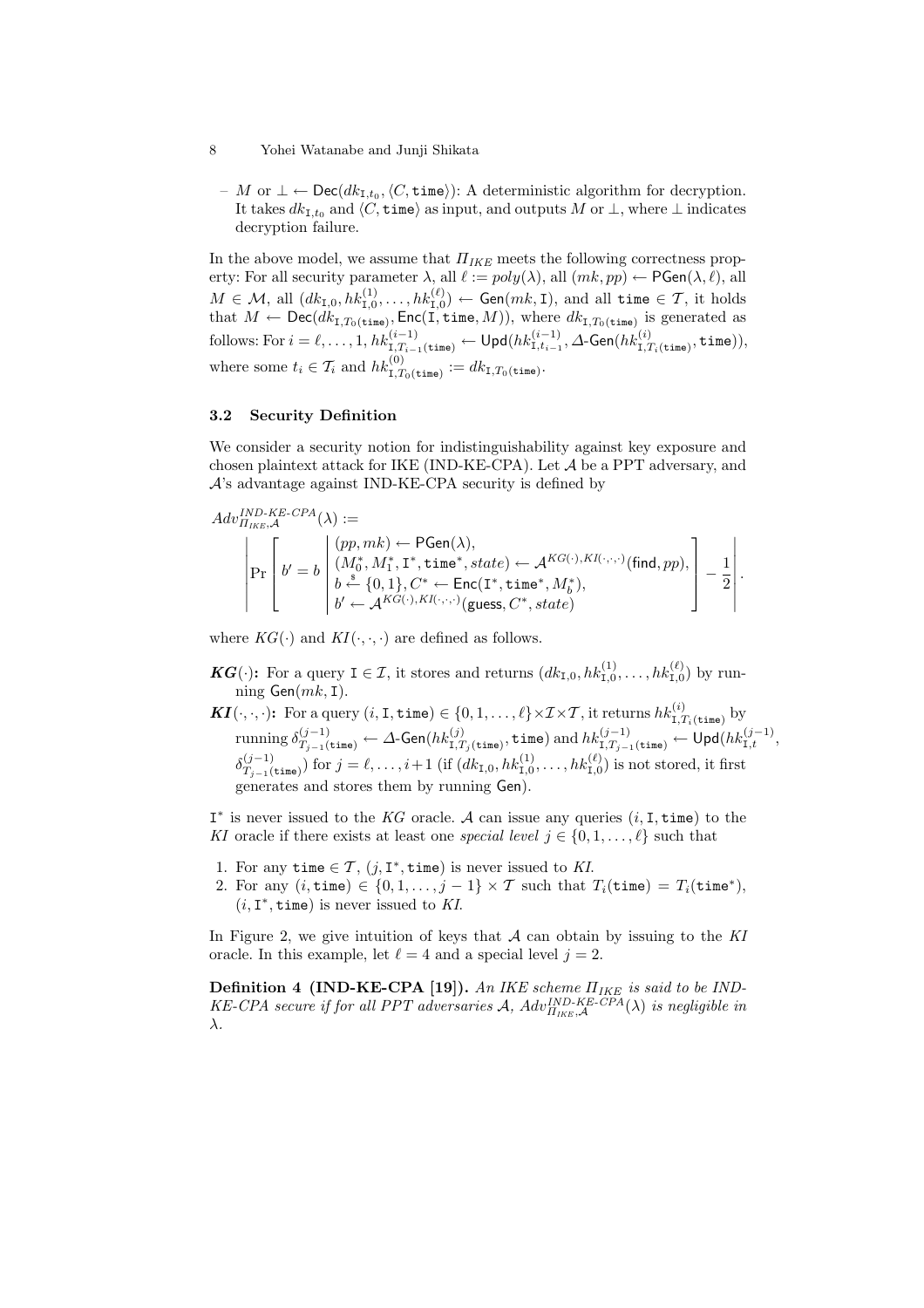– $M$ or $\perp \leftarrow \mathsf{Dec}(dk_{\mathtt{I},t_0}, \langle C, \mathtt{time}\rangle)$: A deterministic algorithm for decryption. It takes $dk_{\mathtt{I},t_0}$ and $\langle C, \mathtt{time}\rangle$ as input, and outputs $M$ or $\perp$, where $\perp$ indicates decryption failure.

In the above model, we assume that $\Pi_{IKE}$ meets the following correctness property: For all security parameter $\lambda$, all $\ell := poly(\lambda)$, all $(mk, pp) \leftarrow \mathsf{PGen}(\lambda, \ell)$, all $M \in \mathcal{M}$, all $(dk_{\mathtt{I},0}, hk^{(1)}_{\mathtt{I},0}, \ldots, hk^{(\ell)}_{\mathtt{I},0}) \leftarrow \mathsf{Gen}(mk, \mathtt{I})$, and all $\mathtt{time} \in \mathcal{T}$, it holds that $M \leftarrow \mathsf{Dec}(dk_{\mathtt{I},T_0(\mathtt{time})}, \mathsf{Enc}(\mathtt{I}, \mathtt{time}, M))$, where $dk_{\mathtt{I},T_0(\mathtt{time})}$ is generated as follows: For $i = \ell, \ldots, 1$, $hk^{(i-1)}_{\mathtt{I},T_{i-1}(\mathtt{time})} \leftarrow \mathsf{Upd}(hk^{(i-1)}_{\mathtt{I},t_{i-1}}, \Delta\text{-}\mathsf{Gen}(hk^{(i)}_{\mathtt{I},T_i(\mathtt{time})}, \mathtt{time}))$, where some $t_i \in \mathcal{T}_i$ and $hk^{(0)}_{\mathtt{I},T_0(\mathtt{time})} := dk_{\mathtt{I},T_0(\mathtt{time})}$.

### 3.2 Security Definition

We consider a security notion for indistinguishability against key exposure and chosen plaintext attack for IKE (IND-KE-CPA). Let $\mathcal{A}$ be a PPT adversary, and $\mathcal{A}$'s advantage against IND-KE-CPA security is defined by

$$Adv^{IND\text{-}KE\text{-}CPA}_{\Pi_{IKE},\mathcal{A}}(\lambda) := \left| \Pr\left[ b' = b \;\middle|\; \begin{array}{l} (pp, mk) \leftarrow \mathsf{PGen}(\lambda), \\ (M_0^*, M_1^*, \mathtt{I}^*, \mathtt{time}^*, state) \leftarrow \mathcal{A}^{KG(\cdot),KI(\cdot,\cdot,\cdot)}(\mathsf{find}, pp), \\ b \xleftarrow{\$} \{0,1\}, C^* \leftarrow \mathsf{Enc}(\mathtt{I}^*, \mathtt{time}^*, M_b^*), \\ b' \leftarrow \mathcal{A}^{KG(\cdot),KI(\cdot,\cdot,\cdot)}(\mathsf{guess}, C^*, state) \end{array} \right] - \frac{1}{2} \right|.$$

where $KG(\cdot)$ and $KI(\cdot,\cdot,\cdot)$ are defined as follows.

**$KG(\cdot)$:** For a query $\mathtt{I} \in \mathcal{I}$, it stores and returns $(dk_{\mathtt{I},0}, hk^{(1)}_{\mathtt{I},0}, \ldots, hk^{(\ell)}_{\mathtt{I},0})$ by running $\mathsf{Gen}(mk, \mathtt{I})$.

**$KI(\cdot,\cdot,\cdot)$:** For a query $(i, \mathtt{I}, \mathtt{time}) \in \{0,1,\ldots,\ell\} \times \mathcal{I} \times \mathcal{T}$, it returns $hk^{(i)}_{\mathtt{I},T_i(\mathtt{time})}$ by running $\delta^{(j-1)}_{T_{j-1}(\mathtt{time})} \leftarrow \Delta\text{-}\mathsf{Gen}(hk^{(j)}_{\mathtt{I},T_j(\mathtt{time})}, \mathtt{time})$ and $hk^{(j-1)}_{\mathtt{I},T_{j-1}(\mathtt{time})} \leftarrow \mathsf{Upd}(hk^{(j-1)}_{\mathtt{I},t}, \delta^{(j-1)}_{T_{j-1}(\mathtt{time})})$ for $j = \ell, \ldots, i+1$ (if $(dk_{\mathtt{I},0}, hk^{(1)}_{\mathtt{I},0}, \ldots, hk^{(\ell)}_{\mathtt{I},0})$ is not stored, it first generates and stores them by running $\mathsf{Gen}$).

$\mathtt{I}^*$ is never issued to the $KG$ oracle. $\mathcal{A}$ can issue any queries $(i, \mathtt{I}, \mathtt{time})$ to the $KI$ oracle if there exists at least one *special level* $j \in \{0,1,\ldots,\ell\}$ such that

1. For any $\mathtt{time} \in \mathcal{T}$, $(j, \mathtt{I}^*, \mathtt{time})$ is never issued to $KI$.
2. For any $(i, \mathtt{time}) \in \{0,1,\ldots,j-1\} \times \mathcal{T}$ such that $T_i(\mathtt{time}) = T_i(\mathtt{time}^*)$, $(i, \mathtt{I}^*, \mathtt{time})$ is never issued to $KI$.

In Figure 2, we give intuition of keys that $\mathcal{A}$ can obtain by issuing to the $KI$ oracle. In this example, let $\ell = 4$ and a special level $j = 2$.

**Definition 4 (IND-KE-CPA [19]).** *An IKE scheme $\Pi_{IKE}$ is said to be IND-KE-CPA secure if for all PPT adversaries $\mathcal{A}$, $Adv^{IND\text{-}KE\text{-}CPA}_{\Pi_{IKE},\mathcal{A}}(\lambda)$ is negligible in $\lambda$.*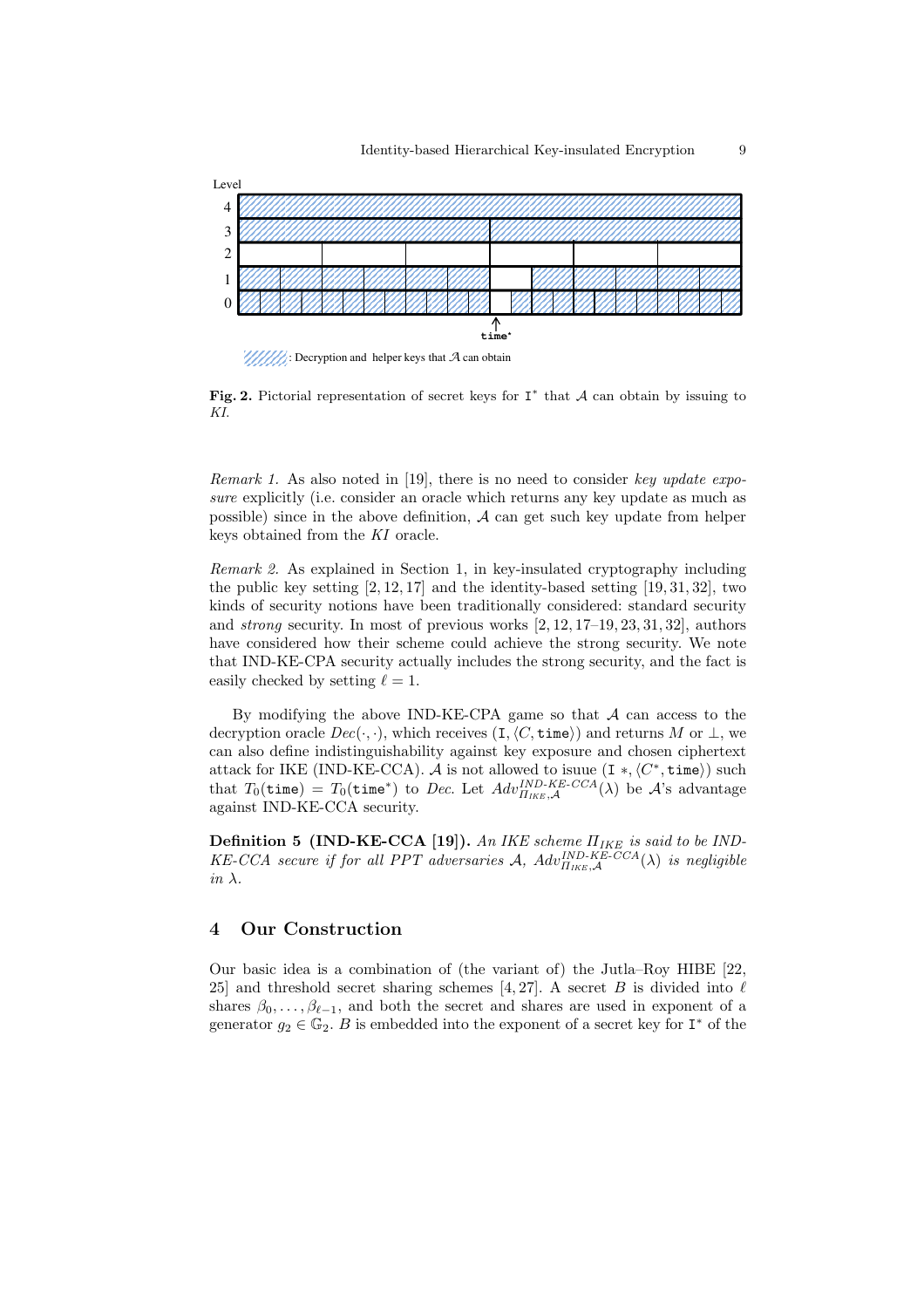Fig. 2. Pictorial representation of secret keys for $\mathtt{I}^*$ that $\mathcal{A}$ can obtain by issuing to *KI*.

*Remark 1.* As also noted in [19], there is no need to consider *key update exposure* explicitly (i.e. consider an oracle which returns any key update as much as possible) since in the above definition, $\mathcal{A}$ can get such key update from helper keys obtained from the *KI* oracle.

*Remark 2.* As explained in Section 1, in key-insulated cryptography including the public key setting [2, 12, 17] and the identity-based setting [19, 31, 32], two kinds of security notions have been traditionally considered: standard security and *strong* security. In most of previous works [2, 12, 17–19, 23, 31, 32], authors have considered how their scheme could achieve the strong security. We note that IND-KE-CPA security actually includes the strong security, and the fact is easily checked by setting $\ell = 1$.

By modifying the above IND-KE-CPA game so that $\mathcal{A}$ can access to the decryption oracle $Dec(\cdot,\cdot)$, which receives $(\mathtt{I}, \langle C, \mathtt{time}\rangle)$ and returns $M$ or $\perp$, we can also define indistinguishability against key exposure and chosen ciphertext attack for IKE (IND-KE-CCA). $\mathcal{A}$ is not allowed to issue $(\mathtt{I}*, \langle C^*, \mathtt{time}\rangle)$ such that $T_0(\mathtt{time}) = T_0(\mathtt{time}^*)$ to *Dec*. Let $Adv^{IND\text{-}KE\text{-}CCA}_{\Pi_{IKE},\mathcal{A}}(\lambda)$ be $\mathcal{A}$'s advantage against IND-KE-CCA security.

**Definition 5 (IND-KE-CCA [19]).** *An IKE scheme $\Pi_{IKE}$ is said to be IND-KE-CCA secure if for all PPT adversaries $\mathcal{A}$, $Adv^{IND\text{-}KE\text{-}CCA}_{\Pi_{IKE},\mathcal{A}}(\lambda)$ is negligible in $\lambda$.*

## 4 Our Construction

Our basic idea is a combination of (the variant of) the Jutla–Roy HIBE [22, 25] and threshold secret sharing schemes [4, 27]. A secret $B$ is divided into $\ell$ shares $\beta_0, \ldots, \beta_{\ell-1}$, and both the secret and shares are used in exponent of a generator $g_2 \in \mathbb{G}_2$. $B$ is embedded into the exponent of a secret key for $\mathtt{I}^*$ of the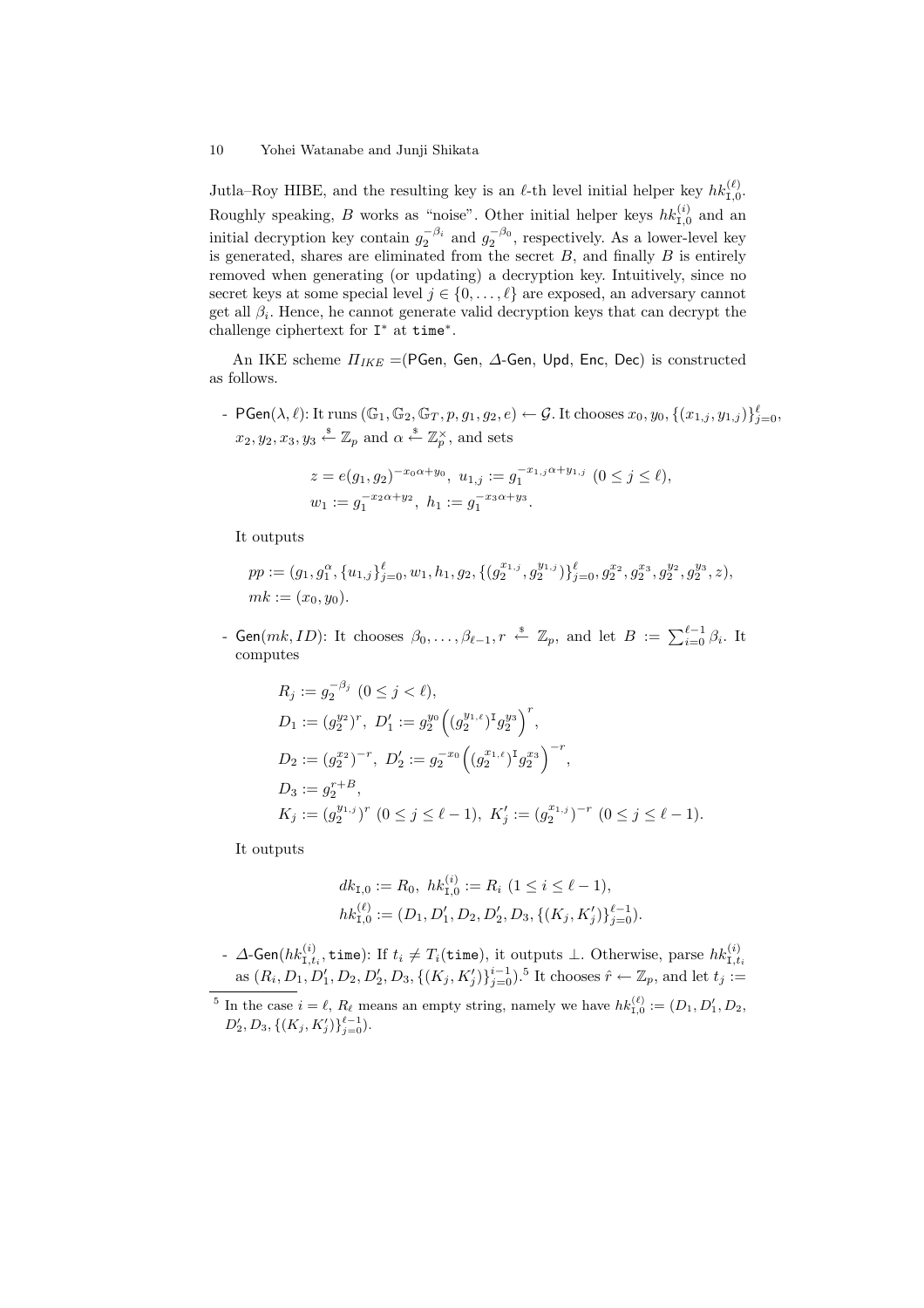Jutla–Roy HIBE, and the resulting key is an $\ell$-th level initial helper key $hk_{\mathtt{I},0}^{(\ell)}$. Roughly speaking, $B$ works as "noise". Other initial helper keys $hk_{\mathtt{I},0}^{(i)}$ and an initial decryption key contain $g_2^{-\beta_i}$ and $g_2^{-\beta_0}$, respectively. As a lower-level key is generated, shares are eliminated from the secret $B$, and finally $B$ is entirely removed when generating (or updating) a decryption key. Intuitively, since no secret keys at some special level $j \in \{0, \dots, \ell\}$ are exposed, an adversary cannot get all $\beta_i$. Hence, he cannot generate valid decryption keys that can decrypt the challenge ciphertext for $\mathtt{I}^*$ at $\mathtt{time}^*$.

An IKE scheme $\Pi_{IKE}$ =(PGen, Gen, $\Delta$-Gen, Upd, Enc, Dec) is constructed as follows.

- PGen$(\lambda, \ell)$: It runs $(\mathbb{G}_1, \mathbb{G}_2, \mathbb{G}_T, p, g_1, g_2, e) \leftarrow \mathcal{G}$. It chooses $x_0, y_0, \{(x_{1,j}, y_{1,j})\}_{j=0}^{\ell}$, $x_2, y_2, x_3, y_3 \xleftarrow{\$} \mathbb{Z}_p$ and $\alpha \xleftarrow{\$} \mathbb{Z}_p^{\times}$, and sets

$$z = e(g_1, g_2)^{-x_0\alpha + y_0},\ u_{1,j} := g_1^{-x_{1,j}\alpha + y_{1,j}}\ (0 \le j \le \ell),$$
$$w_1 := g_1^{-x_2\alpha + y_2},\ h_1 := g_1^{-x_3\alpha + y_3}.$$

  It outputs

$$pp := (g_1, g_1^{\alpha}, \{u_{1,j}\}_{j=0}^{\ell}, w_1, h_1, g_2, \{(g_2^{x_{1,j}}, g_2^{y_{1,j}})\}_{j=0}^{\ell}, g_2^{x_2}, g_2^{x_3}, g_2^{y_2}, g_2^{y_3}, z),$$
$$mk := (x_0, y_0).$$

- Gen$(mk, ID)$: It chooses $\beta_0, \dots, \beta_{\ell-1}, r \xleftarrow{\$} \mathbb{Z}_p$, and let $B := \sum_{i=0}^{\ell-1} \beta_i$. It computes

$$R_j := g_2^{-\beta_j}\ (0 \le j < \ell),$$
$$D_1 := (g_2^{y_2})^r,\ D_1' := g_2^{y_0}\Big((g_2^{y_{1,\ell}})^{\mathtt{I}} g_2^{y_3}\Big)^r,$$
$$D_2 := (g_2^{x_2})^{-r},\ D_2' := g_2^{-x_0}\Big((g_2^{x_{1,\ell}})^{\mathtt{I}} g_2^{x_3}\Big)^{-r},$$
$$D_3 := g_2^{r+B},$$
$$K_j := (g_2^{y_{1,j}})^r\ (0 \le j \le \ell-1),\ K_j' := (g_2^{x_{1,j}})^{-r}\ (0 \le j \le \ell-1).$$

  It outputs

$$dk_{\mathtt{I},0} := R_0,\ hk_{\mathtt{I},0}^{(i)} := R_i\ (1 \le i \le \ell-1),$$
$$hk_{\mathtt{I},0}^{(\ell)} := (D_1, D_1', D_2, D_2', D_3, \{(K_j, K_j')\}_{j=0}^{\ell-1}).$$

- $\Delta$-Gen$(hk_{\mathtt{I},t_i}^{(i)}, \mathtt{time})$: If $t_i \neq T_i(\mathtt{time})$, it outputs $\perp$. Otherwise, parse $hk_{\mathtt{I},t_i}^{(i)}$ as $(R_i, D_1, D_1', D_2, D_2', D_3, \{(K_j, K_j')\}_{j=0}^{i-1})$.[5] It chooses $\hat{r} \leftarrow \mathbb{Z}_p$, and let $t_j :=$

[5] In the case $i = \ell$, $R_\ell$ means an empty string, namely we have $hk_{\mathtt{I},0}^{(\ell)} := (D_1, D_1', D_2, D_2', D_3, \{(K_j, K_j')\}_{j=0}^{\ell-1})$.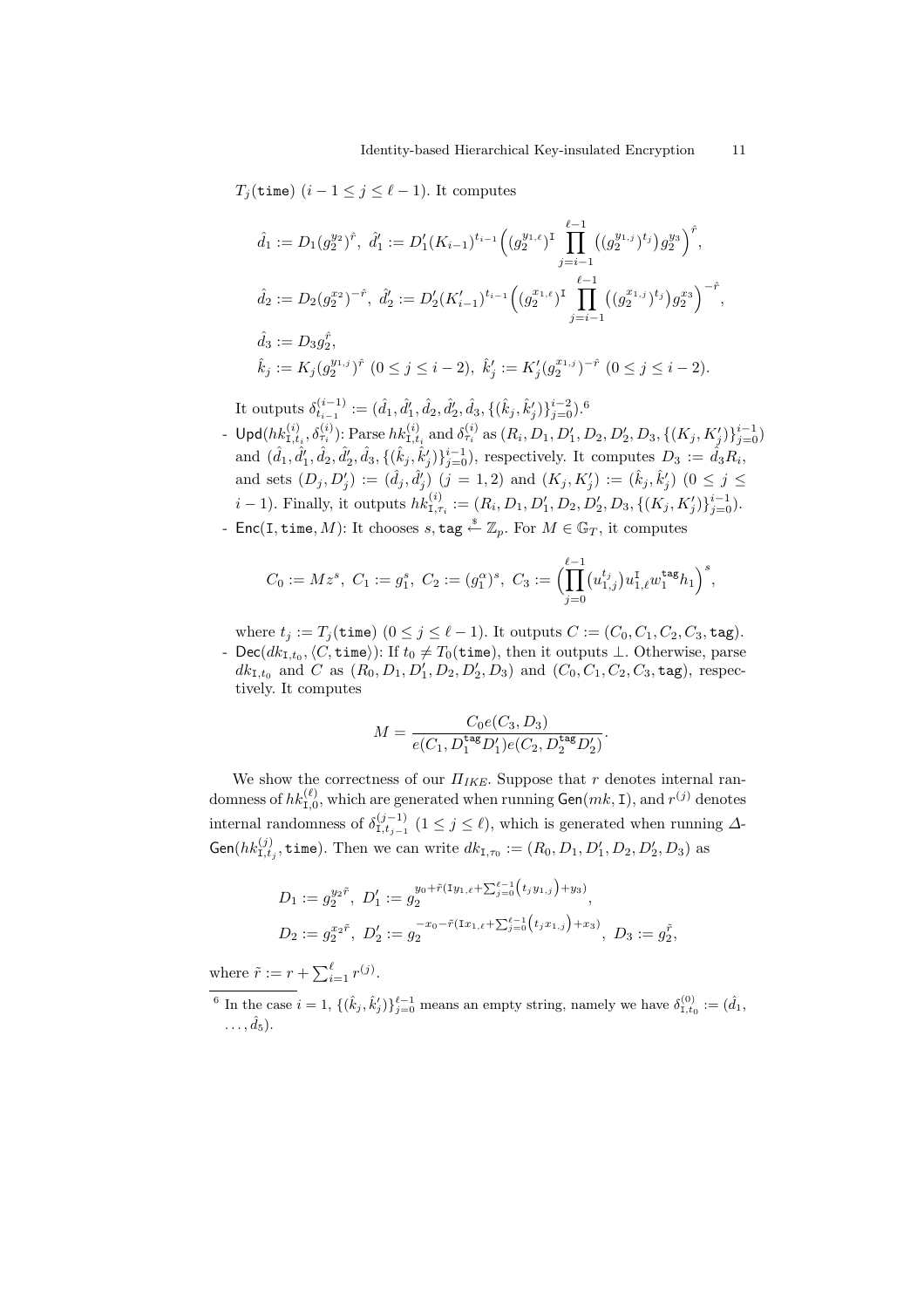$T_j(\mathtt{time})$ $(i-1 \le j \le \ell-1)$. It computes

$$\hat{d}_1 := D_1(g_2^{y_2})^{\hat{r}},\ \hat{d}'_1 := D'_1(K_{i-1})^{t_{i-1}}\Big((g_2^{y_{1,\ell}})^{\mathtt{I}} \prod_{j=i-1}^{\ell-1}\big((g_2^{y_{1,j}})^{t_j}\big)g_2^{y_3}\Big)^{\hat{r}},$$

$$\hat{d}_2 := D_2(g_2^{x_2})^{-\hat{r}},\ \hat{d}'_2 := D'_2(K'_{i-1})^{t_{i-1}}\Big((g_2^{x_{1,\ell}})^{\mathtt{I}} \prod_{j=i-1}^{\ell-1}\big((g_2^{x_{1,j}})^{t_j}\big)g_2^{x_3}\Big)^{-\hat{r}},$$

$$\hat{d}_3 := D_3 g_2^{\hat{r}},$$

$$\hat{k}_j := K_j(g_2^{y_{1,j}})^{\hat{r}}\ (0 \le j \le i-2),\ \hat{k}'_j := K'_j(g_2^{x_{1,j}})^{-\hat{r}}\ (0 \le j \le i-2).$$

It outputs $\delta_{t_{i-1}}^{(i-1)} := (\hat{d}_1, \hat{d}'_1, \hat{d}_2, \hat{d}'_2, \hat{d}_3, \{(\hat{k}_j, \hat{k}'_j)\}_{j=0}^{i-2})$.[6]

- $\mathsf{Upd}(hk_{\mathtt{I},t_i}^{(i)}, \delta_{\tau_i}^{(i)})$: Parse $hk_{\mathtt{I},t_i}^{(i)}$ and $\delta_{\tau_i}^{(i)}$ as $(R_i, D_1, D'_1, D_2, D'_2, D_3, \{(K_j, K'_j)\}_{j=0}^{i-1})$ and $(\hat{d}_1, \hat{d}'_1, \hat{d}_2, \hat{d}'_2, \hat{d}_3, \{(\hat{k}_j, \hat{k}'_j)\}_{j=0}^{i-1})$, respectively. It computes $D_3 := \hat{d}_3 R_i$, and sets $(D_j, D'_j) := (\hat{d}_j, \hat{d}'_j)$ $(j = 1, 2)$ and $(K_j, K'_j) := (\hat{k}_j, \hat{k}'_j)$ $(0 \le j \le i-1)$. Finally, it outputs $hk_{\mathtt{I},\tau_i}^{(i)} := (R_i, D_1, D'_1, D_2, D'_2, D_3, \{(K_j, K'_j)\}_{j=0}^{i-1})$.
- $\mathsf{Enc}(\mathtt{I}, \mathtt{time}, M)$: It chooses $s, \mathtt{tag} \xleftarrow{\$} \mathbb{Z}_p$. For $M \in \mathbb{G}_T$, it computes

$$C_0 := Mz^s,\ C_1 := g_1^s,\ C_2 := (g_1^{\alpha})^s,\ C_3 := \Big(\prod_{j=0}^{\ell-1}(u_{1,j}^{t_j})u_{1,\ell}^{\mathtt{I}} w_1^{\mathtt{tag}} h_1\Big)^s,$$

where $t_j := T_j(\mathtt{time})$ $(0 \le j \le \ell-1)$. It outputs $C := (C_0, C_1, C_2, C_3, \mathtt{tag})$.
- $\mathsf{Dec}(dk_{\mathtt{I},t_0}, \langle C, \mathtt{time}\rangle)$: If $t_0 \neq T_0(\mathtt{time})$, then it outputs $\perp$. Otherwise, parse $dk_{\mathtt{I},t_0}$ and $C$ as $(R_0, D_1, D'_1, D_2, D'_2, D_3)$ and $(C_0, C_1, C_2, C_3, \mathtt{tag})$, respectively. It computes

$$M = \frac{C_0 e(C_3, D_3)}{e(C_1, D_1^{\mathtt{tag}} D'_1)e(C_2, D_2^{\mathtt{tag}} D'_2)}.$$

We show the correctness of our $\Pi_{IKE}$. Suppose that $r$ denotes internal randomness of $hk_{\mathtt{I},0}^{(\ell)}$, which are generated when running $\mathsf{Gen}(mk, \mathtt{I})$, and $r^{(j)}$ denotes internal randomness of $\delta_{\mathtt{I},t_{j-1}}^{(j-1)}$ $(1 \le j \le \ell)$, which is generated when running $\Delta$-$\mathsf{Gen}(hk_{\mathtt{I},t_j}^{(j)}, \mathtt{time})$. Then we can write $dk_{\mathtt{I},\tau_0} := (R_0, D_1, D'_1, D_2, D'_2, D_3)$ as

$$D_1 := g_2^{y_2\tilde{r}},\ D'_1 := g_2^{y_0 + \tilde{r}(\mathtt{I}y_{1,\ell} + \sum_{j=0}^{\ell-1}(t_j y_{1,j}) + y_3)},$$

$$D_2 := g_2^{x_2\tilde{r}},\ D'_2 := g_2^{-x_0 - \tilde{r}(\mathtt{I}x_{1,\ell} + \sum_{j=0}^{\ell-1}(t_j x_{1,j}) + x_3)},\ D_3 := g_2^{\tilde{r}},$$

where $\tilde{r} := r + \sum_{i=1}^{\ell} r^{(j)}$.

[6] In the case $i = 1$, $\{(\hat{k}_j, \hat{k}'_j)\}_{j=0}^{\ell-1}$ means an empty string, namely we have $\delta_{\mathtt{I},t_0}^{(0)} := (\hat{d}_1, \dots, \hat{d}_5)$.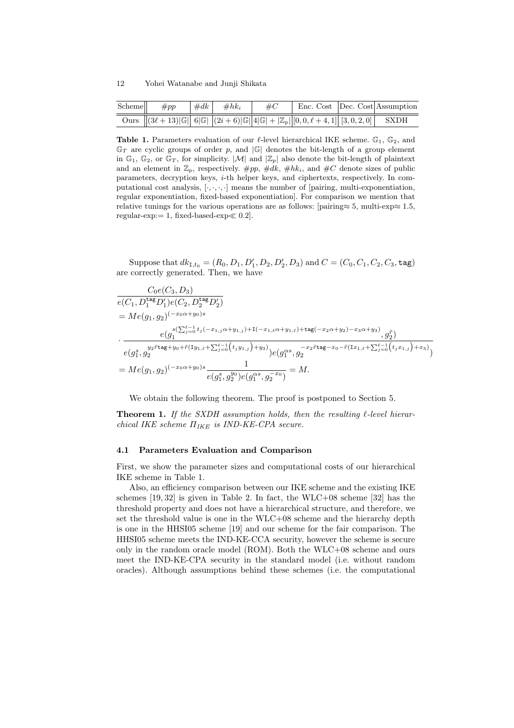| Scheme | $\#pp$ | $\#dk$ | $\#hk_i$ | $\#C$ | Enc. Cost | Dec. Cost | Assumption |
|---|---|---|---|---|---|---|---|
| Ours | $(3\ell+13)\lvert\mathbb{G}\rvert$ | $6\lvert\mathbb{G}\rvert$ | $(2i+6)\lvert\mathbb{G}\rvert$ | $4\lvert\mathbb{G}\rvert+\lvert\mathbb{Z}_p\rvert$ | $[0,0,\ell+4,1]$ | $[3,0,2,0]$ | SXDH |

**Table 1.** Parameters evaluation of our $\ell$-level hierarchical IKE scheme. $\mathbb{G}_1$, $\mathbb{G}_2$, and $\mathbb{G}_T$ are cyclic groups of order $p$, and $|\mathbb{G}|$ denotes the bit-length of a group element in $\mathbb{G}_1$, $\mathbb{G}_2$, or $\mathbb{G}_T$, for simplicity. $|\mathcal{M}|$ and $|\mathbb{Z}_p|$ also denote the bit-length of plaintext and an element in $\mathbb{Z}_p$, respectively. $\#pp$, $\#dk$, $\#hk_i$, and $\#C$ denote sizes of public parameters, decryption keys, $i$-th helper keys, and ciphertexts, respectively. In computational cost analysis, $[\cdot,\cdot,\cdot,\cdot]$ means the number of [pairing, multi-exponentiation, regular exponentiation, fixed-based exponentiation]. For comparison we mention that relative tunings for the various operations are as follows: [pairing≈ 5, multi-exp≈ 1.5, regular-exp:= 1, fixed-based-exp≪ 0.2].

Suppose that $dk_{\mathtt{I},t_0} = (R_0, D_1, D_1', D_2, D_2', D_3)$ and $C = (C_0, C_1, C_2, C_3, \mathtt{tag})$ are correctly generated. Then, we have

$$
\begin{aligned}
&\frac{C_0 e(C_3, D_3)}{e(C_1, D_1^{\mathtt{tag}} D_1') e(C_2, D_2^{\mathtt{tag}} D_2')} \\
&= M e(g_1, g_2)^{(-x_0\alpha + y_0)s} \\
&\cdot \frac{e(g_1^{s(\sum_{j=0}^{\ell-1} t_j(-x_{1,j}\alpha + y_{1,j}) + \mathtt{I}(-x_{1,\ell}\alpha + y_{1,\ell}) + \mathtt{tag}(-x_2\alpha + y_2) - x_3\alpha + y_3)}, g_2^{\tilde{r}})}{e(g_1^s, g_2^{y_2\tilde{r}\mathtt{tag} + y_0 + \tilde{r}(\mathtt{I}y_{1,\ell} + \sum_{j=0}^{\ell-1}(t_j y_{1,j}) + y_3)}) e(g_1^{\alpha s}, g_2^{-x_2\tilde{r}\mathtt{tag} - x_0 - \tilde{r}(\mathtt{I}x_{1,\ell} + \sum_{j=0}^{\ell-1}(t_j x_{1,j}) + x_3)})} \\
&= M e(g_1, g_2)^{(-x_0\alpha + y_0)s} \frac{1}{e(g_1^s, g_2^{y_0}) e(g_1^{\alpha s}, g_2^{-x_0})} = M.
\end{aligned}
$$

We obtain the following theorem. The proof is postponed to Section 5.

**Theorem 1.** *If the SXDH assumption holds, then the resulting $\ell$-level hierarchical IKE scheme $\Pi_{IKE}$ is IND-KE-CPA secure.*

### 4.1 Parameters Evaluation and Comparison

First, we show the parameter sizes and computational costs of our hierarchical IKE scheme in Table 1.

Also, an efficiency comparison between our IKE scheme and the existing IKE schemes [19, 32] is given in Table 2. In fact, the WLC+08 scheme [32] has the threshold property and does not have a hierarchical structure, and therefore, we set the threshold value is one in the WLC+08 scheme and the hierarchy depth is one in the HHSI05 scheme [19] and our scheme for the fair comparison. The HHSI05 scheme meets the IND-KE-CCA security, however the scheme is secure only in the random oracle model (ROM). Both the WLC+08 scheme and ours meet the IND-KE-CPA security in the standard model (i.e. without random oracles). Although assumptions behind these schemes (i.e. the computational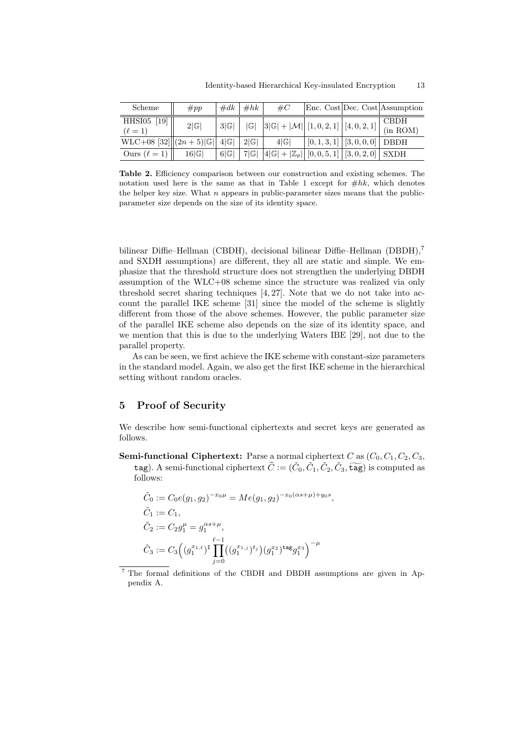| Scheme | $\#pp$ | $\#dk$ | $\#hk$ | $\#C$ | Enc. Cost | Dec. Cost | Assumption |
|---|---|---|---|---|---|---|---|
| HHSI05 [19] ($\ell = 1$) | $2\lvert\mathbb{G}\rvert$ | $3\lvert\mathbb{G}\rvert$ | $\lvert\mathbb{G}\rvert$ | $3\lvert\mathbb{G}\rvert + \lvert\mathcal{M}\rvert$ | $[1, 0, 2, 1]$ | $[4, 0, 2, 1]$ | CBDH (in ROM) |
| WLC+08 [32] | $(2n + 5)\lvert\mathbb{G}\rvert$ | $4\lvert\mathbb{G}\rvert$ | $2\lvert\mathbb{G}\rvert$ | $4\lvert\mathbb{G}\rvert$ | $[0, 1, 3, 1]$ | $[3, 0, 0, 0]$ | DBDH |
| Ours ($\ell = 1$) | $16\lvert\mathbb{G}\rvert$ | $6\lvert\mathbb{G}\rvert$ | $7\lvert\mathbb{G}\rvert$ | $4\lvert\mathbb{G}\rvert + \lvert\mathbb{Z}_p\rvert$ | $[0, 0, 5, 1]$ | $[3, 0, 2, 0]$ | SXDH |

**Table 2.** Efficiency comparison between our construction and existing schemes. The notation used here is the same as that in Table 1 except for $\#hk$, which denotes the helper key size. What $n$ appears in public-parameter sizes means that the public-parameter size depends on the size of its identity space.

bilinear Diffie–Hellman (CBDH), decisional bilinear Diffie–Hellman (DBDH),[7] and SXDH assumptions) are different, they all are static and simple. We emphasize that the threshold structure does not strengthen the underlying DBDH assumption of the WLC+08 scheme since the structure was realized via only threshold secret sharing techniques [4, 27]. Note that we do not take into account the parallel IKE scheme [31] since the model of the scheme is slightly different from those of the above schemes. However, the public parameter size of the parallel IKE scheme also depends on the size of its identity space, and we mention that this is due to the underlying Waters IBE [29], not due to the parallel property.

As can be seen, we first achieve the IKE scheme with constant-size parameters in the standard model. Again, we also get the first IKE scheme in the hierarchical setting without random oracles.

## 5 Proof of Security

We describe how semi-functional ciphertexts and secret keys are generated as follows.

**Semi-functional Ciphertext:** Parse a normal ciphertext $C$ as $(C_0, C_1, C_2, C_3, \mathtt{tag})$. A semi-functional ciphertext $\widetilde{C} := (\tilde{C}_0, \tilde{C}_1, \tilde{C}_2, \tilde{C}_3, \widetilde{\mathtt{tag}})$ is computed as follows:

$$\tilde{C}_0 := C_0 e(g_1, g_2)^{-x_0 \mu} = M e(g_1, g_2)^{-x_0(\alpha s + \mu) + y_0 s},$$

$$\tilde{C}_1 := C_1,$$

$$\tilde{C}_2 := C_2 g_1^{\mu} = g_1^{\alpha s + \mu},$$

$$\tilde{C}_3 := C_3 \Big( (g_1^{x_{1,\ell}})^{\mathrm{I}} \prod_{j=0}^{\ell-1} \big( (g_1^{x_{1,j}})^{t_j} \big) (g_1^{x_2})^{\mathtt{tag}} g_1^{x_3} \Big)^{-\mu}$$

[7] The formal definitions of the CBDH and DBDH assumptions are given in Appendix A.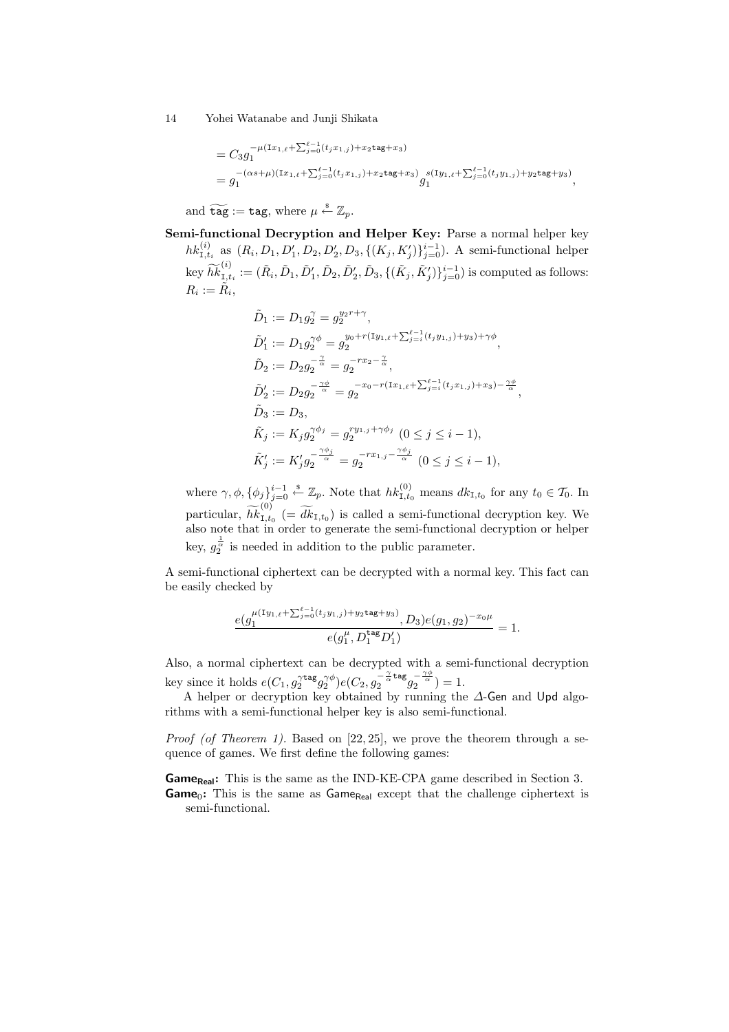$$= C_3 g_1^{-\mu(\mathtt{I}x_{1,\ell}+\sum_{j=0}^{\ell-1}(t_j x_{1,j})+x_2\mathtt{tag}+x_3)}$$
$$= g_1^{-(\alpha s+\mu)(\mathtt{I}x_{1,\ell}+\sum_{j=0}^{\ell-1}(t_j x_{1,j})+x_2\mathtt{tag}+x_3)} g_1^{s(\mathtt{I}y_{1,\ell}+\sum_{j=0}^{\ell-1}(t_j y_{1,j})+y_2\mathtt{tag}+y_3)},$$

and $\widetilde{\mathtt{tag}} := \mathtt{tag}$, where $\mu \xleftarrow{\$} \mathbb{Z}_p$.

**Semi-functional Decryption and Helper Key:** Parse a normal helper key $hk^{(i)}_{\mathtt{I},t_i}$ as $(R_i, D_1, D'_1, D_2, D'_2, D_3, \{(K_j, K'_j)\}_{j=0}^{i-1})$. A semi-functional helper key $\widetilde{hk}^{(i)}_{\mathtt{I},t_i} := (\tilde{R}_i, \tilde{D}_1, \tilde{D}'_1, \tilde{D}_2, \tilde{D}'_2, \tilde{D}_3, \{(\tilde{K}_j, \tilde{K}'_j)\}_{j=0}^{i-1})$ is computed as follows: $R_i := \tilde{R}_i$,

$$\tilde{D}_1 := D_1 g_2^{\gamma} = g_2^{y_2 r+\gamma},$$
$$\tilde{D}'_1 := D_1 g_2^{\gamma\phi} = g_2^{y_0+r(\mathtt{I}y_{1,\ell}+\sum_{j=i}^{\ell-1}(t_j y_{1,j})+y_3)+\gamma\phi},$$
$$\tilde{D}_2 := D_2 g_2^{-\frac{\gamma}{\alpha}} = g_2^{-rx_2-\frac{\gamma}{\alpha}},$$
$$\tilde{D}'_2 := D_2 g_2^{-\frac{\gamma\phi}{\alpha}} = g_2^{-x_0-r(\mathtt{I}x_{1,\ell}+\sum_{j=i}^{\ell-1}(t_j x_{1,j})+x_3)-\frac{\gamma\phi}{\alpha}},$$
$$\tilde{D}_3 := D_3,$$
$$\tilde{K}_j := K_j g_2^{\gamma\phi_j} = g_2^{ry_{1,j}+\gamma\phi_j} \ (0 \le j \le i-1),$$
$$\tilde{K}'_j := K'_j g_2^{-\frac{\gamma\phi_j}{\alpha}} = g_2^{-rx_{1,j}-\frac{\gamma\phi_j}{\alpha}} \ (0 \le j \le i-1),$$

where $\gamma, \phi, \{\phi_j\}_{j=0}^{i-1} \xleftarrow{\$} \mathbb{Z}_p$. Note that $hk^{(0)}_{\mathtt{I},t_0}$ means $dk_{\mathtt{I},t_0}$ for any $t_0 \in \mathcal{T}_0$. In particular, $\widetilde{hk}^{(0)}_{\mathtt{I},t_0}$ $(= \widetilde{dk}_{\mathtt{I},t_0})$ is called a semi-functional decryption key. We also note that in order to generate the semi-functional decryption or helper key, $g_2^{\frac{1}{\alpha}}$ is needed in addition to the public parameter.

A semi-functional ciphertext can be decrypted with a normal key. This fact can be easily checked by

$$\frac{e(g_1^{\mu(\mathtt{I}y_{1,\ell}+\sum_{j=0}^{\ell-1}(t_j y_{1,j})+y_2\mathtt{tag}+y_3)}, D_3)e(g_1, g_2)^{-x_0\mu}}{e(g_1^{\mu}, D_1^{\mathtt{tag}} D'_1)} = 1.$$

Also, a normal ciphertext can be decrypted with a semi-functional decryption key since it holds $e(C_1, g_2^{\gamma\mathtt{tag}} g_2^{\gamma\phi}) e(C_2, g_2^{-\frac{\gamma}{\alpha}\mathtt{tag}} g_2^{-\frac{\gamma\phi}{\alpha}}) = 1$.

A helper or decryption key obtained by running the $\Delta$-Gen and Upd algorithms with a semi-functional helper key is also semi-functional.

*Proof (of Theorem 1).* Based on [22, 25], we prove the theorem through a sequence of games. We first define the following games:

**Game$_{\mathsf{Real}}$:** This is the same as the IND-KE-CPA game described in Section 3.

**Game$_0$:** This is the same as Game$_{\mathsf{Real}}$ except that the challenge ciphertext is semi-functional.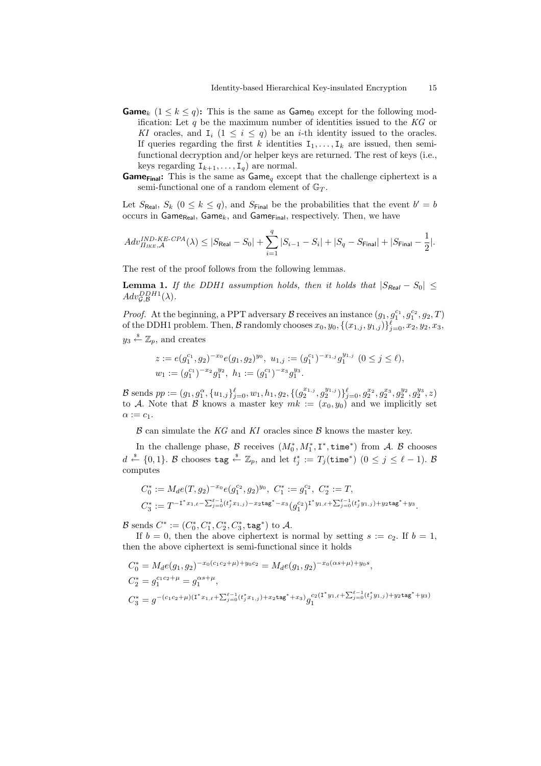- **Game$_k$** ($1 \leq k \leq q$)**:** This is the same as $\mathsf{Game}_0$ except for the following modification: Let $q$ be the maximum number of identities issued to the $KG$ or $KI$ oracles, and $\mathtt{I}_i$ ($1 \leq i \leq q$) be an $i$-th identity issued to the oracles. If queries regarding the first $k$ identities $\mathtt{I}_1, \ldots, \mathtt{I}_k$ are issued, then semi-functional decryption and/or helper keys are returned. The rest of keys (i.e., keys regarding $\mathtt{I}_{k+1}, \ldots, \mathtt{I}_q$) are normal.
- **Game$_{\mathsf{Final}}$:** This is the same as $\mathsf{Game}_q$ except that the challenge ciphertext is a semi-functional one of a random element of $\mathbb{G}_T$.

Let $S_{\mathsf{Real}}$, $S_k$ ($0 \leq k \leq q$), and $S_{\mathsf{Final}}$ be the probabilities that the event $b' = b$ occurs in $\mathsf{Game}_{\mathsf{Real}}$, $\mathsf{Game}_k$, and $\mathsf{Game}_{\mathsf{Final}}$, respectively. Then, we have

$$Adv^{IND\text{-}KE\text{-}CPA}_{\Pi_{IKE},\mathcal{A}}(\lambda) \leq |S_{\mathsf{Real}} - S_0| + \sum_{i=1}^{q} |S_{i-1} - S_i| + |S_q - S_{\mathsf{Final}}| + |S_{\mathsf{Final}} - \frac{1}{2}|.$$

The rest of the proof follows from the following lemmas.

**Lemma 1.** *If the DDH1 assumption holds, then it holds that $|S_{\mathsf{Real}} - S_0| \leq Adv^{DDH1}_{\mathcal{G},\mathcal{B}}(\lambda)$.*

*Proof.* At the beginning, a PPT adversary $\mathcal{B}$ receives an instance $(g_1, g_1^{c_1}, g_1^{c_2}, g_2, T)$ of the DDH1 problem. Then, $\mathcal{B}$ randomly chooses $x_0, y_0, \{(x_{1,j}, y_{1,j})\}_{j=0}^{\ell}, x_2, y_2, x_3, y_3 \xleftarrow{\$} \mathbb{Z}_p$, and creates

$$z := e(g_1^{c_1}, g_2)^{-x_0} e(g_1, g_2)^{y_0},\ u_{1,j} := (g_1^{c_1})^{-x_{1,j}} g_1^{y_{1,j}}\ (0 \leq j \leq \ell),$$
$$w_1 := (g_1^{c_1})^{-x_2} g_1^{y_2},\ h_1 := (g_1^{c_1})^{-x_3} g_1^{y_3}.$$

$\mathcal{B}$ sends $pp := (g_1, g_1^{\alpha}, \{u_{1,j}\}_{j=0}^{\ell}, w_1, h_1, g_2, \{(g_2^{x_{1,j}}, g_2^{y_{1,j}})\}_{j=0}^{\ell}, g_2^{x_2}, g_2^{x_3}, g_2^{y_2}, g_2^{y_3}, z)$ to $\mathcal{A}$. Note that $\mathcal{B}$ knows a master key $mk := (x_0, y_0)$ and we implicitly set $\alpha := c_1$.

$\mathcal{B}$ can simulate the $KG$ and $KI$ oracles since $\mathcal{B}$ knows the master key.

In the challenge phase, $\mathcal{B}$ receives $(M_0^*, M_1^*, \mathtt{I}^*, \mathtt{time}^*)$ from $\mathcal{A}$. $\mathcal{B}$ chooses $d \xleftarrow{\$} \{0,1\}$. $\mathcal{B}$ chooses $\mathtt{tag} \xleftarrow{\$} \mathbb{Z}_p$, and let $t_j^* := T_j(\mathtt{time}^*)$ ($0 \leq j \leq \ell - 1$). $\mathcal{B}$ computes

$$C_0^* := M_d e(T, g_2)^{-x_0} e(g_1^{c_2}, g_2)^{y_0},\ C_1^* := g_1^{c_2},\ C_2^* := T,$$
$$C_3^* := T^{-\mathtt{I}^* x_{1,\ell} - \sum_{j=0}^{\ell-1}(t_j^* x_{1,j}) - x_2 \mathtt{tag}^* - x_3} (g_1^{c_2})^{\mathtt{I}^* y_{1,\ell} + \sum_{j=0}^{\ell-1}(t_j^* y_{1,j}) + y_2 \mathtt{tag}^* + y_3}.$$

$\mathcal{B}$ sends $C^* := (C_0^*, C_1^*, C_2^*, C_3^*, \mathtt{tag}^*)$ to $\mathcal{A}$.

If $b = 0$, then the above ciphertext is normal by setting $s := c_2$. If $b = 1$, then the above ciphertext is semi-functional since it holds

$$C_0^* = M_d e(g_1, g_2)^{-x_0(c_1 c_2 + \mu) + y_0 c_2} = M_d e(g_1, g_2)^{-x_0(\alpha s + \mu) + y_0 s},$$
$$C_2^* = g_1^{c_1 c_2 + \mu} = g_1^{\alpha s + \mu},$$
$$C_3^* = g^{-(c_1 c_2 + \mu)(\mathtt{I}^* x_{1,\ell} + \sum_{j=0}^{\ell-1}(t_j^* x_{1,j}) + x_2 \mathtt{tag}^* + x_3)} g_1^{c_2(\mathtt{I}^* y_{1,\ell} + \sum_{j=0}^{\ell-1}(t_j^* y_{1,j}) + y_2 \mathtt{tag}^* + y_3)}$$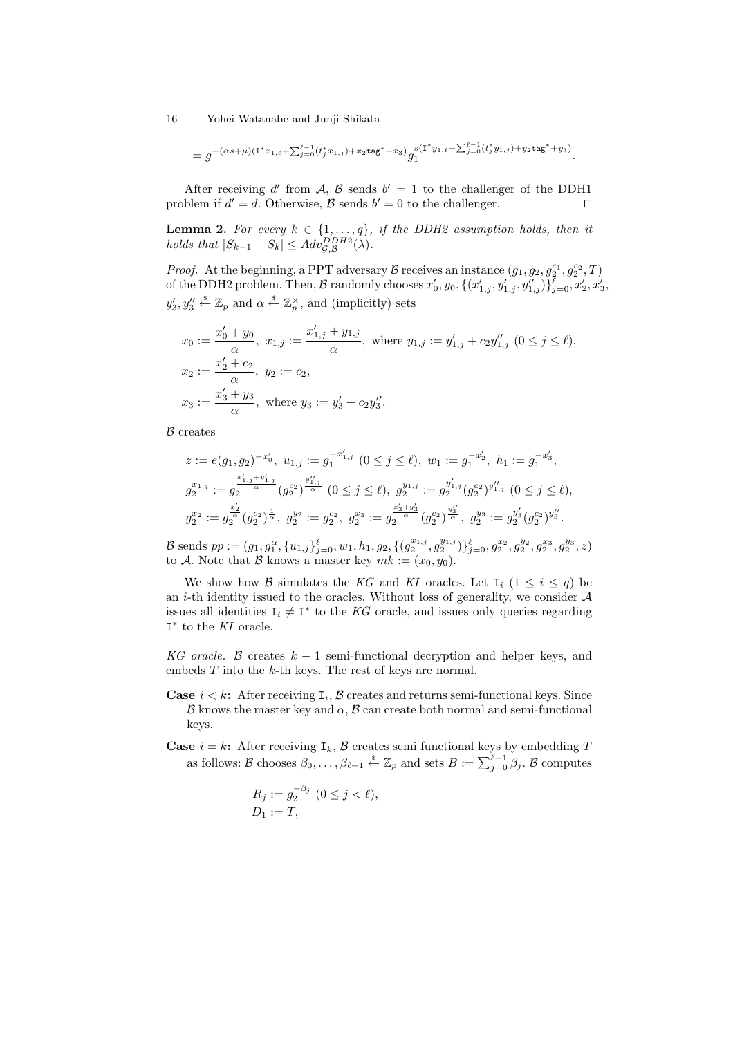$$= g^{-(\alpha s+\mu)(\mathtt{I}^* x_{1,\ell}+\sum_{j=0}^{\ell-1}(t_j^* x_{1,j})+x_2 \mathtt{tag}^*+x_3)} g_1^{s(\mathtt{I}^* y_{1,\ell}+\sum_{j=0}^{\ell-1}(t_j^* y_{1,j})+y_2 \mathtt{tag}^*+y_3)}.$$

After receiving $d'$ from $\mathcal{A}$, $\mathcal{B}$ sends $b' = 1$ to the challenger of the DDH1 problem if $d' = d$. Otherwise, $\mathcal{B}$ sends $b' = 0$ to the challenger. □

**Lemma 2.** *For every $k \in \{1, \dots, q\}$, if the DDH2 assumption holds, then it holds that $|S_{k-1} - S_k| \leq Adv_{\mathcal{G},\mathcal{B}}^{DDH2}(\lambda)$.*

*Proof.* At the beginning, a PPT adversary $\mathcal{B}$ receives an instance $(g_1, g_2, g_2^{c_1}, g_2^{c_2}, T)$ of the DDH2 problem. Then, $\mathcal{B}$ randomly chooses $x_0', y_0, \{(x_{1,j}', y_{1,j}', y_{1,j}'')\}_{j=0}^{\ell}, x_2', x_3', y_3', y_3'' \xleftarrow{\$} \mathbb{Z}_p$ and $\alpha \xleftarrow{\$} \mathbb{Z}_p^{\times}$, and (implicitly) sets

$$x_0 := \frac{x_0' + y_0}{\alpha},\ x_{1,j} := \frac{x_{1,j}' + y_{1,j}}{\alpha},\ \text{where } y_{1,j} := y_{1,j}' + c_2 y_{1,j}''\ (0 \leq j \leq \ell),$$
$$x_2 := \frac{x_2' + c_2}{\alpha},\ y_2 := c_2,$$
$$x_3 := \frac{x_3' + y_3}{\alpha},\ \text{where } y_3 := y_3' + c_2 y_3''.$$

$\mathcal{B}$ creates

$$z := e(g_1, g_2)^{-x_0'},\ u_{1,j} := g_1^{-x_{1,j}'}\ (0 \leq j \leq \ell),\ w_1 := g_1^{-x_2'},\ h_1 := g_1^{-x_3'},$$
$$g_2^{x_{1,j}} := g_2^{\frac{x_{1,j}' + y_{1,j}'}{\alpha}} (g_2^{c_2})^{\frac{y_{1,j}''}{\alpha}}\ (0 \leq j \leq \ell),\ g_2^{y_{1,j}} := g_2^{y_{1,j}'} (g_2^{c_2})^{y_{1,j}''}\ (0 \leq j \leq \ell),$$
$$g_2^{x_2} := g_2^{\frac{x_2'}{\alpha}} (g_2^{c_2})^{\frac{1}{\alpha}},\ g_2^{y_2} := g_2^{c_2},\ g_2^{x_3} := g_2^{\frac{x_3' + y_3'}{\alpha}} (g_2^{c_2})^{\frac{y_3''}{\alpha}},\ g_2^{y_3} := g_2^{y_3'} (g_2^{c_2})^{y_3''}.$$

$\mathcal{B}$ sends $pp := (g_1, g_1^{\alpha}, \{u_{1,j}\}_{j=0}^{\ell}, w_1, h_1, g_2, \{(g_2^{x_{1,j}}, g_2^{y_{1,j}})\}_{j=0}^{\ell}, g_2^{x_2}, g_2^{y_2}, g_2^{x_3}, g_2^{y_3}, z)$ to $\mathcal{A}$. Note that $\mathcal{B}$ knows a master key $mk := (x_0, y_0)$.

We show how $\mathcal{B}$ simulates the $KG$ and $KI$ oracles. Let $\mathtt{I}_i$ $(1 \leq i \leq q)$ be an $i$-th identity issued to the oracles. Without loss of generality, we consider $\mathcal{A}$ issues all identities $\mathtt{I}_i \neq \mathtt{I}^*$ to the $KG$ oracle, and issues only queries regarding $\mathtt{I}^*$ to the $KI$ oracle.

*KG oracle.* $\mathcal{B}$ creates $k-1$ semi-functional decryption and helper keys, and embeds $T$ into the $k$-th keys. The rest of keys are normal.

- **Case $i < k$:** After receiving $\mathtt{I}_i$, $\mathcal{B}$ creates and returns semi-functional keys. Since $\mathcal{B}$ knows the master key and $\alpha$, $\mathcal{B}$ can create both normal and semi-functional keys.
- **Case $i = k$:** After receiving $\mathtt{I}_k$, $\mathcal{B}$ creates semi functional keys by embedding $T$ as follows: $\mathcal{B}$ chooses $\beta_0, \dots, \beta_{\ell-1} \xleftarrow{\$} \mathbb{Z}_p$ and sets $B := \sum_{j=0}^{\ell-1} \beta_j$. $\mathcal{B}$ computes

$$R_j := g_2^{-\beta_j}\ (0 \leq j < \ell),$$
$$D_1 := T,$$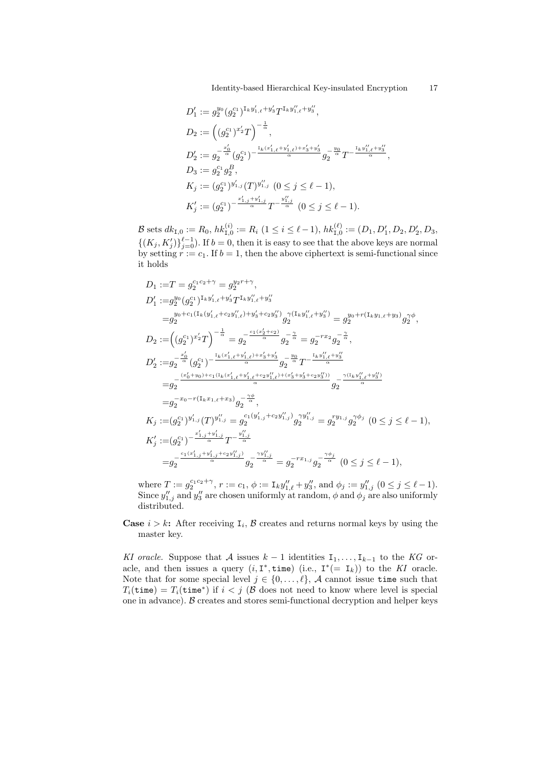$$D'_1 := g_2^{y_0}(g_2^{c_1})^{\mathtt{I}_k y'_{1,\ell}+y'_3}T^{\mathtt{I}_k y''_{1,\ell}+y''_3},$$
$$D_2 := \left((g_2^{c_1})^{x'_2}T\right)^{-\frac{1}{\alpha}},$$
$$D'_2 := g_2^{-\frac{x'_0}{\alpha}}(g_2^{c_1})^{-\frac{\mathtt{I}_k(x'_{1,\ell}+y'_{1,\ell})+x'_3+y'_3}{\alpha}}g_2^{-\frac{y_0}{\alpha}}T^{-\frac{\mathtt{I}_k y''_{1,\ell}+y''_3}{\alpha}},$$
$$D_3 := g_2^{c_1}g_2^{B},$$
$$K_j := (g_2^{c_1})^{y'_{1,j}}(T)^{y''_{1,j}} \ (0 \le j \le \ell-1),$$
$$K'_j := (g_2^{c_1})^{-\frac{x'_{1,j}+y'_{1,j}}{\alpha}}T^{-\frac{y''_{1,j}}{\alpha}} \ (0 \le j \le \ell-1).$$

$\mathcal{B}$ sets $dk_{\mathtt{I},0} := R_0$, $hk^{(i)}_{\mathtt{I},0} := R_i$ $(1 \le i \le \ell-1)$, $hk^{(\ell)}_{\mathtt{I},0} := (D_1, D'_1, D_2, D'_2, D_3, \{(K_j, K'_j)\}_{j=0}^{\ell-1})$. If $b = 0$, then it is easy to see that the above keys are normal by setting $r := c_1$. If $b = 1$, then the above ciphertext is semi-functional since it holds

$$\begin{aligned}
D_1 :=& T = g_2^{c_1c_2+\gamma} = g_2^{y_2 r+\gamma},\\
D'_1 :=& g_2^{y_0}(g_2^{c_1})^{\mathtt{I}_k y'_{1,\ell}+y'_3}T^{\mathtt{I}_k y''_{1,\ell}+y''_3}\\
=& g_2^{y_0+c_1(\mathtt{I}_k(y'_{1,\ell}+c_2y''_{1,\ell})+y'_3+c_2y''_3)}g_2^{\gamma(\mathtt{I}_k y''_{1,\ell}+y''_3)} = g_2^{y_0+r(\mathtt{I}_k y_{1,\ell}+y_3)}g_2^{\gamma\phi},\\
D_2 :=& \left((g_2^{c_1})^{x'_2}T\right)^{-\frac{1}{\alpha}} = g_2^{-\frac{c_1(x'_2+c_2)}{\alpha}}g_2^{-\frac{\gamma}{\alpha}} = g_2^{-rx_2}g_2^{-\frac{\gamma}{\alpha}},\\
D'_2 :=& g_2^{-\frac{x'_0}{\alpha}}(g_2^{c_1})^{-\frac{\mathtt{I}_k(x'_{1,\ell}+y'_{1,\ell})+x'_3+y'_3}{\alpha}}g_2^{-\frac{y_0}{\alpha}}T^{-\frac{\mathtt{I}_k y''_{1,\ell}+y''_3}{\alpha}}\\
=& g_2^{-\frac{(x'_0+y_0)+c_1(\mathtt{I}_k(x'_{1,\ell}+y'_{1,\ell}+c_2y''_{1,\ell})+(x'_3+y'_3+c_2y''_3))}{\alpha}}g_2^{-\frac{\gamma(\mathtt{I}_k y''_{1,\ell}+y''_3)}{\alpha}}\\
=& g_2^{-x_0-r(\mathtt{I}_k x_{1,\ell}+x_3)}g_2^{-\frac{\gamma\phi}{\alpha}},\\
K_j :=& (g_2^{c_1})^{y'_{1,j}}(T)^{y''_{1,j}} = g_2^{c_1(y'_{1,j}+c_2y''_{1,j})}g_2^{\gamma y''_{1,j}} = g_2^{ry_{1,j}}g_2^{\gamma\phi_j} \ (0 \le j \le \ell-1),\\
K'_j :=& (g_2^{c_1})^{-\frac{x'_{1,j}+y'_{1,j}}{\alpha}}T^{-\frac{y''_{1,j}}{\alpha}}\\
=& g_2^{-\frac{c_1(x'_{1,j}+y'_{1,j}+c_2y''_{1,j})}{\alpha}}g_2^{-\frac{\gamma y''_{1,j}}{\alpha}} = g_2^{-rx_{1,j}}g_2^{-\frac{\gamma\phi_j}{\alpha}} \ (0 \le j \le \ell-1),
\end{aligned}$$

where $T := g_2^{c_1c_2+\gamma}$, $r := c_1$, $\phi := \mathtt{I}_k y''_{1,\ell} + y''_3$, and $\phi_j := y''_{1,j}$ $(0 \le j \le \ell-1)$. Since $y''_{1,j}$ and $y''_3$ are chosen uniformly at random, $\phi$ and $\phi_j$ are also uniformly distributed.

**Case $i > k$:** After receiving $\mathtt{I}_i$, $\mathcal{B}$ creates and returns normal keys by using the master key.

*KI oracle.* Suppose that $\mathcal{A}$ issues $k-1$ identities $\mathtt{I}_1, \ldots, \mathtt{I}_{k-1}$ to the *KG* oracle, and then issues a query $(i, \mathtt{I}^*, \mathtt{time})$ (i.e., $\mathtt{I}^*(= \mathtt{I}_k)$) to the *KI* oracle. Note that for some special level $j \in \{0, \ldots, \ell\}$, $\mathcal{A}$ cannot issue $\mathtt{time}$ such that $T_i(\mathtt{time}) = T_i(\mathtt{time}^*)$ if $i < j$ ($\mathcal{B}$ does not need to know where level is special one in advance). $\mathcal{B}$ creates and stores semi-functional decryption and helper keys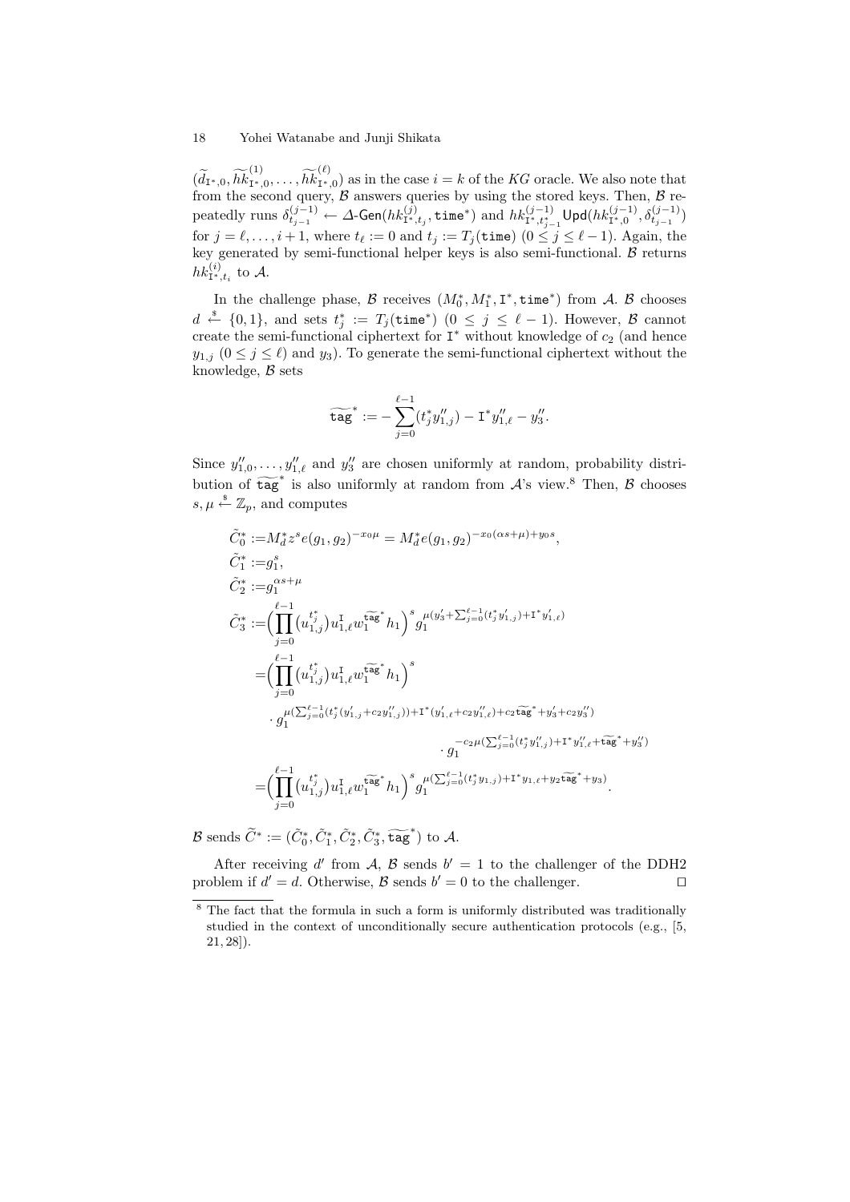$(\widetilde{d}_{\mathtt{I}^*,0}, \widetilde{hk}^{(1)}_{\mathtt{I}^*,0}, \ldots, \widetilde{hk}^{(\ell)}_{\mathtt{I}^*,0})$ as in the case $i = k$ of the $KG$ oracle. We also note that from the second query, $\mathcal{B}$ answers queries by using the stored keys. Then, $\mathcal{B}$ repeatedly runs $\delta^{(j-1)}_{t_{j-1}} \leftarrow \Delta\text{-}\mathsf{Gen}(hk^{(j)}_{\mathtt{I}^*,t_j}, \mathtt{time}^*)$ and $hk^{(j-1)}_{\mathtt{I}^*,t^*_{j-1}} \mathsf{Upd}(hk^{(j-1)}_{\mathtt{I}^*,0}, \delta^{(j-1)}_{t_{j-1}})$ for $j = \ell, \ldots, i+1$, where $t_\ell := 0$ and $t_j := T_j(\mathtt{time})$ $(0 \le j \le \ell - 1)$. Again, the key generated by semi-functional helper keys is also semi-functional. $\mathcal{B}$ returns $hk^{(i)}_{\mathtt{I}^*,t_i}$ to $\mathcal{A}$.

In the challenge phase, $\mathcal{B}$ receives $(M^*_0, M^*_1, \mathtt{I}^*, \mathtt{time}^*)$ from $\mathcal{A}$. $\mathcal{B}$ chooses $d \xleftarrow{\$} \{0,1\}$, and sets $t^*_j := T_j(\mathtt{time}^*)$ $(0 \le j \le \ell - 1)$. However, $\mathcal{B}$ cannot create the semi-functional ciphertext for $\mathtt{I}^*$ without knowledge of $c_2$ (and hence $y_{1,j}$ $(0 \le j \le \ell)$ and $y_3$). To generate the semi-functional ciphertext without the knowledge, $\mathcal{B}$ sets

$$\widetilde{\mathtt{tag}}^* := -\sum_{j=0}^{\ell-1}(t^*_j y''_{1,j}) - \mathtt{I}^* y''_{1,\ell} - y''_3.$$

Since $y''_{1,0}, \ldots, y''_{1,\ell}$ and $y''_3$ are chosen uniformly at random, probability distribution of $\widetilde{\mathtt{tag}}^*$ is also uniformly at random from $\mathcal{A}$'s view.[8] Then, $\mathcal{B}$ chooses $s, \mu \xleftarrow{\$} \mathbb{Z}_p$, and computes

$$\begin{aligned}
\tilde{C}^*_0 :=& M^*_d z^s e(g_1, g_2)^{-x_0\mu} = M^*_d e(g_1, g_2)^{-x_0(\alpha s+\mu)+y_0 s},\\
\tilde{C}^*_1 :=& g_1^s,\\
\tilde{C}^*_2 :=& g_1^{\alpha s+\mu}\\
\tilde{C}^*_3 :=& \Big(\prod_{j=0}^{\ell-1}(u_{1,j}^{t^*_j}) u_{1,\ell}^{\mathtt{I}} w_1^{\widetilde{\mathtt{tag}}^*} h_1\Big)^s g_1^{\mu(y'_3+\sum_{j=0}^{\ell-1}(t^*_j y'_{1,j})+\mathtt{I}^* y'_{1,\ell})}\\
=& \Big(\prod_{j=0}^{\ell-1}(u_{1,j}^{t^*_j}) u_{1,\ell}^{\mathtt{I}} w_1^{\widetilde{\mathtt{tag}}^*} h_1\Big)^s\\
&\cdot g_1^{\mu(\sum_{j=0}^{\ell-1}(t^*_j(y'_{1,j}+c_2 y''_{1,j}))+\mathtt{I}^*(y'_{1,\ell}+c_2 y''_{1,\ell})+c_2\widetilde{\mathtt{tag}}^*+y'_3+c_2 y''_3)}\\
&\cdot g_1^{-c_2\mu(\sum_{j=0}^{\ell-1}(t^*_j y''_{1,j})+\mathtt{I}^* y''_{1,\ell}+\widetilde{\mathtt{tag}}^*+y''_3)}\\
=& \Big(\prod_{j=0}^{\ell-1}(u_{1,j}^{t^*_j}) u_{1,\ell}^{\mathtt{I}} w_1^{\widetilde{\mathtt{tag}}^*} h_1\Big)^s g_1^{\mu(\sum_{j=0}^{\ell-1}(t^*_j y_{1,j})+\mathtt{I}^* y_{1,\ell}+y_2\widetilde{\mathtt{tag}}^*+y_3)}.
\end{aligned}$$

$\mathcal{B}$ sends $\widetilde{C}^* := (\tilde{C}^*_0, \tilde{C}^*_1, \tilde{C}^*_2, \tilde{C}^*_3, \widetilde{\mathtt{tag}}^*)$ to $\mathcal{A}$.

After receiving $d'$ from $\mathcal{A}$, $\mathcal{B}$ sends $b' = 1$ to the challenger of the DDH2 problem if $d' = d$. Otherwise, $\mathcal{B}$ sends $b' = 0$ to the challenger. $\square$

---

[8] The fact that the formula in such a form is uniformly distributed was traditionally studied in the context of unconditionally secure authentication protocols (e.g., [5, 21, 28]).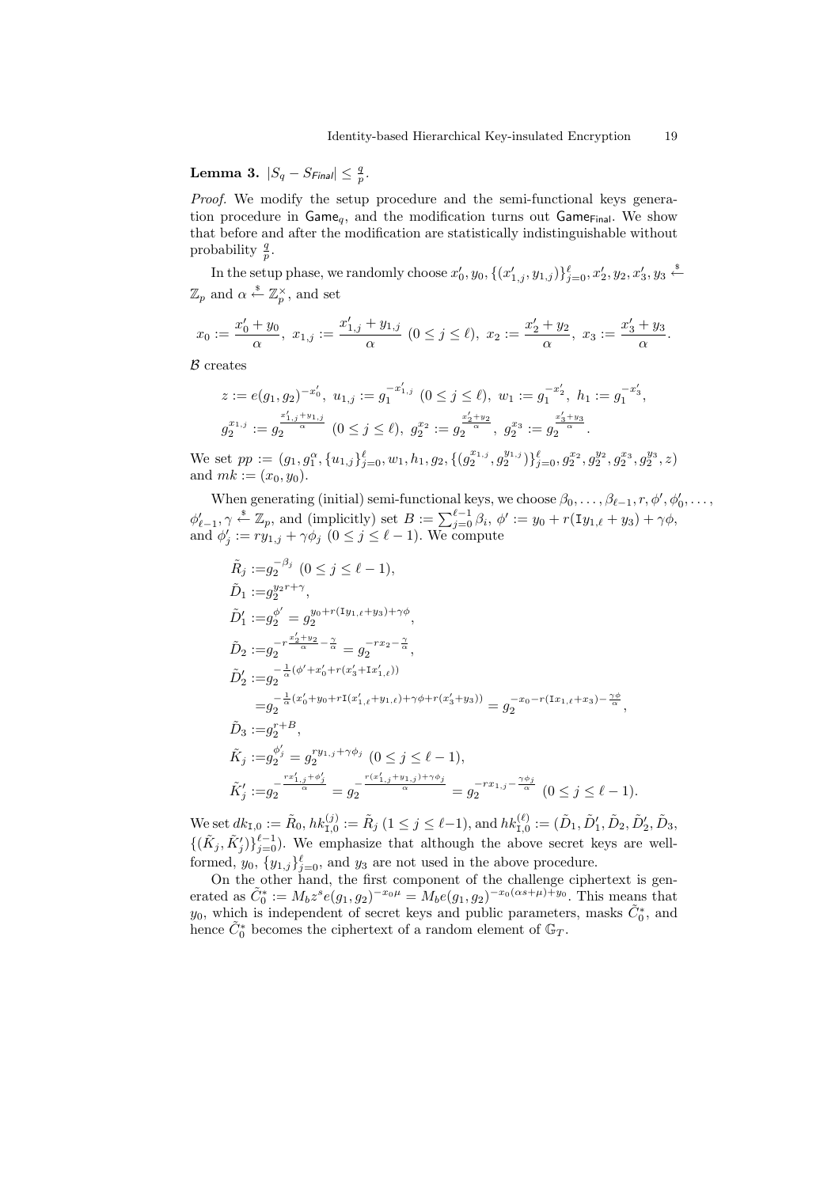**Lemma 3.** $|S_q - S_{\mathsf{Final}}| \leq \frac{q}{p}$.

*Proof.* We modify the setup procedure and the semi-functional keys generation procedure in $\mathsf{Game}_q$, and the modification turns out $\mathsf{Game}_{\mathsf{Final}}$. We show that before and after the modification are statistically indistinguishable without probability $\frac{q}{p}$.

In the setup phase, we randomly choose $x_0', y_0, \{(x_{1,j}', y_{1,j})\}_{j=0}^{\ell}, x_2', y_2, x_3', y_3 \xleftarrow{\$} \mathbb{Z}_p$ and $\alpha \xleftarrow{\$} \mathbb{Z}_p^{\times}$, and set

$$x_0 := \frac{x_0' + y_0}{\alpha},\ x_{1,j} := \frac{x_{1,j}' + y_{1,j}}{\alpha}\ (0 \leq j \leq \ell),\ x_2 := \frac{x_2' + y_2}{\alpha},\ x_3 := \frac{x_3' + y_3}{\alpha}.$$

$\mathcal{B}$ creates

$$z := e(g_1, g_2)^{-x_0'},\ u_{1,j} := g_1^{-x_{1,j}'}\ (0 \leq j \leq \ell),\ w_1 := g_1^{-x_2'},\ h_1 := g_1^{-x_3'},$$
$$g_2^{x_{1,j}} := g_2^{\frac{x_{1,j}' + y_{1,j}}{\alpha}}\ (0 \leq j \leq \ell),\ g_2^{x_2} := g_2^{\frac{x_2' + y_2}{\alpha}},\ g_2^{x_3} := g_2^{\frac{x_3' + y_3}{\alpha}}.$$

We set $pp := (g_1, g_1^{\alpha}, \{u_{1,j}\}_{j=0}^{\ell}, w_1, h_1, g_2, \{(g_2^{x_{1,j}}, g_2^{y_{1,j}})\}_{j=0}^{\ell}, g_2^{x_2}, g_2^{y_2}, g_2^{x_3}, g_2^{y_3}, z)$ and $mk := (x_0, y_0)$.

When generating (initial) semi-functional keys, we choose $\beta_0, \ldots, \beta_{\ell-1}, r, \phi', \phi_0', \ldots, \phi_{\ell-1}', \gamma \xleftarrow{\$} \mathbb{Z}_p$, and (implicitly) set $B := \sum_{j=0}^{\ell-1} \beta_i$, $\phi' := y_0 + r(\mathtt{I}y_{1,\ell} + y_3) + \gamma\phi$, and $\phi_j' := ry_{1,j} + \gamma\phi_j$ $(0 \leq j \leq \ell - 1)$. We compute

$$\begin{aligned}
\tilde{R}_j :=& g_2^{-\beta_j}\ (0 \leq j \leq \ell - 1),\\
\tilde{D}_1 :=& g_2^{y_2 r + \gamma},\\
\tilde{D}_1' :=& g_2^{\phi'} = g_2^{y_0 + r(\mathtt{I}y_{1,\ell} + y_3) + \gamma\phi},\\
\tilde{D}_2 :=& g_2^{-r\frac{x_2' + y_2}{\alpha} - \frac{\gamma}{\alpha}} = g_2^{-rx_2 - \frac{\gamma}{\alpha}},\\
\tilde{D}_2' :=& g_2^{-\frac{1}{\alpha}(\phi' + x_0' + r(x_3' + \mathtt{I}x_{1,\ell}'))}\\
=& g_2^{-\frac{1}{\alpha}(x_0' + y_0 + r\mathtt{I}(x_{1,\ell}' + y_{1,\ell}) + \gamma\phi + r(x_3' + y_3))} = g_2^{-x_0 - r(\mathtt{I}x_{1,\ell} + x_3) - \frac{\gamma\phi}{\alpha}},\\
\tilde{D}_3 :=& g_2^{r + B},\\
\tilde{K}_j :=& g_2^{\phi_j'} = g_2^{ry_{1,j} + \gamma\phi_j}\ (0 \leq j \leq \ell - 1),\\
\tilde{K}_j' :=& g_2^{-\frac{rx_{1,j}' + \phi_j'}{\alpha}} = g_2^{-\frac{r(x_{1,j}' + y_{1,j}) + \gamma\phi_j}{\alpha}} = g_2^{-rx_{1,j} - \frac{\gamma\phi_j}{\alpha}}\ (0 \leq j \leq \ell - 1).
\end{aligned}$$

We set $dk_{\mathtt{I},0} := \tilde{R}_0$, $hk_{\mathtt{I},0}^{(j)} := \tilde{R}_j$ $(1 \leq j \leq \ell - 1)$, and $hk_{\mathtt{I},0}^{(\ell)} := (\tilde{D}_1, \tilde{D}_1', \tilde{D}_2, \tilde{D}_2', \tilde{D}_3, \{(\tilde{K}_j, \tilde{K}_j')\}_{j=0}^{\ell-1})$. We emphasize that although the above secret keys are well-formed, $y_0$, $\{y_{1,j}\}_{j=0}^{\ell}$, and $y_3$ are not used in the above procedure.

On the other hand, the first component of the challenge ciphertext is generated as $\tilde{C}_0^* := M_b z^s e(g_1, g_2)^{-x_0\mu} = M_b e(g_1, g_2)^{-x_0(\alpha s + \mu) + y_0}$. This means that $y_0$, which is independent of secret keys and public parameters, masks $\tilde{C}_0^*$, and hence $\tilde{C}_0^*$ becomes the ciphertext of a random element of $\mathbb{G}_T$.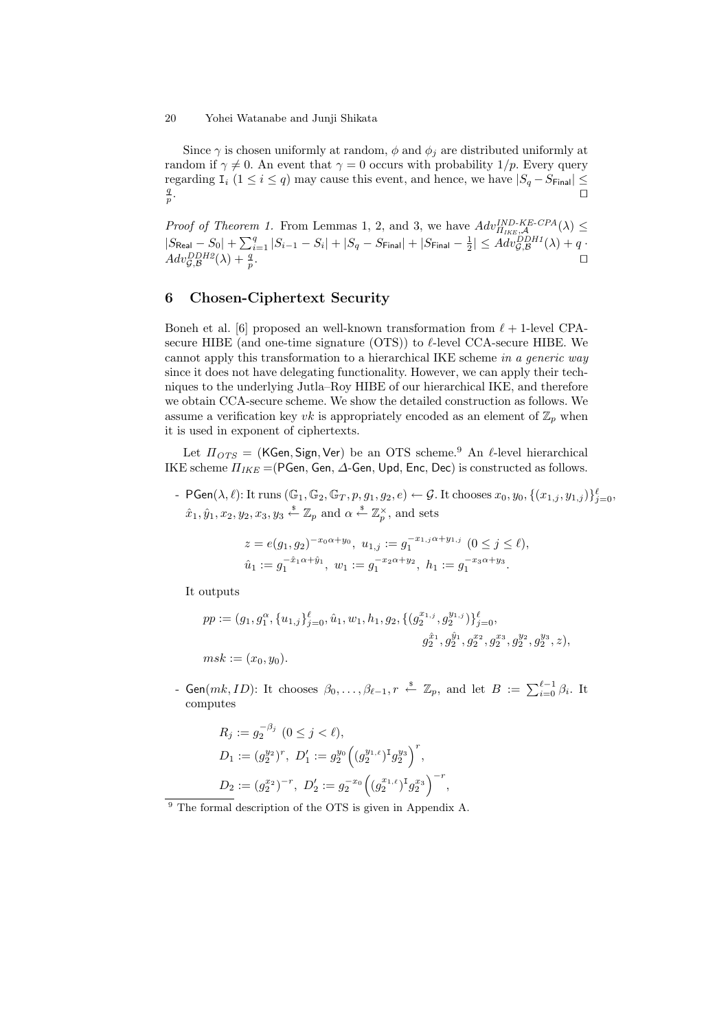Since $\gamma$ is chosen uniformly at random, $\phi$ and $\phi_j$ are distributed uniformly at random if $\gamma \neq 0$. An event that $\gamma = 0$ occurs with probability $1/p$. Every query regarding $\mathtt{I}_i$ ($1 \leq i \leq q$) may cause this event, and hence, we have $|S_q - S_{\mathsf{Final}}| \leq \frac{q}{p}$. $\square$

*Proof of Theorem 1.* From Lemmas 1, 2, and 3, we have $Adv^{IND\text{-}KE\text{-}CPA}_{\Pi_{IKE},\mathcal{A}}(\lambda) \leq |S_{\mathsf{Real}} - S_0| + \sum_{i=1}^{q} |S_{i-1} - S_i| + |S_q - S_{\mathsf{Final}}| + |S_{\mathsf{Final}} - \frac{1}{2}| \leq Adv^{DDH1}_{\mathcal{G},\mathcal{B}}(\lambda) + q \cdot Adv^{DDH2}_{\mathcal{G},\mathcal{B}}(\lambda) + \frac{q}{p}$. $\square$

## 6 Chosen-Ciphertext Security

Boneh et al. [6] proposed an well-known transformation from $\ell+1$-level CPA-secure HIBE (and one-time signature (OTS)) to $\ell$-level CCA-secure HIBE. We cannot apply this transformation to a hierarchical IKE scheme *in a generic way* since it does not have delegating functionality. However, we can apply their techniques to the underlying Jutla–Roy HIBE of our hierarchical IKE, and therefore we obtain CCA-secure scheme. We show the detailed construction as follows. We assume a verification key $vk$ is appropriately encoded as an element of $\mathbb{Z}_p$ when it is used in exponent of ciphertexts.

Let $\Pi_{OTS} = (\mathsf{KGen}, \mathsf{Sign}, \mathsf{Ver})$ be an OTS scheme.[9] An $\ell$-level hierarchical IKE scheme $\Pi_{IKE} = (\mathsf{PGen}, \mathsf{Gen}, \Delta\text{-}\mathsf{Gen}, \mathsf{Upd}, \mathsf{Enc}, \mathsf{Dec})$ is constructed as follows.

- $\mathsf{PGen}(\lambda, \ell)$: It runs $(\mathbb{G}_1, \mathbb{G}_2, \mathbb{G}_T, p, g_1, g_2, e) \leftarrow \mathcal{G}$. It chooses $x_0, y_0, \{(x_{1,j}, y_{1,j})\}_{j=0}^{\ell}$, $\hat{x}_1, \hat{y}_1, x_2, y_2, x_3, y_3 \xleftarrow{\$} \mathbb{Z}_p$ and $\alpha \xleftarrow{\$} \mathbb{Z}_p^{\times}$, and sets

$$z = e(g_1, g_2)^{-x_0\alpha + y_0},\ u_{1,j} := g_1^{-x_{1,j}\alpha + y_{1,j}}\ (0 \leq j \leq \ell),$$
$$\hat{u}_1 := g_1^{-\hat{x}_1\alpha + \hat{y}_1},\ w_1 := g_1^{-x_2\alpha + y_2},\ h_1 := g_1^{-x_3\alpha + y_3}.$$

  It outputs

$$pp := (g_1, g_1^{\alpha}, \{u_{1,j}\}_{j=0}^{\ell}, \hat{u}_1, w_1, h_1, g_2, \{(g_2^{x_{1,j}}, g_2^{y_{1,j}})\}_{j=0}^{\ell}, g_2^{\hat{x}_1}, g_2^{\hat{y}_1}, g_2^{x_2}, g_2^{x_3}, g_2^{y_2}, g_2^{y_3}, z),$$
$$msk := (x_0, y_0).$$

- $\mathsf{Gen}(mk, ID)$: It chooses $\beta_0, \ldots, \beta_{\ell-1}, r \xleftarrow{\$} \mathbb{Z}_p$, and let $B := \sum_{i=0}^{\ell-1} \beta_i$. It computes

$$R_j := g_2^{-\beta_j}\ (0 \leq j < \ell),$$
$$D_1 := (g_2^{y_2})^r,\ D_1' := g_2^{y_0}\Big((g_2^{y_{1,\ell}})^{\mathtt{I}} g_2^{y_3}\Big)^r,$$
$$D_2 := (g_2^{x_2})^{-r},\ D_2' := g_2^{-x_0}\Big((g_2^{x_{1,\ell}})^{\mathtt{I}} g_2^{x_3}\Big)^{-r},$$

[9] The formal description of the OTS is given in Appendix A.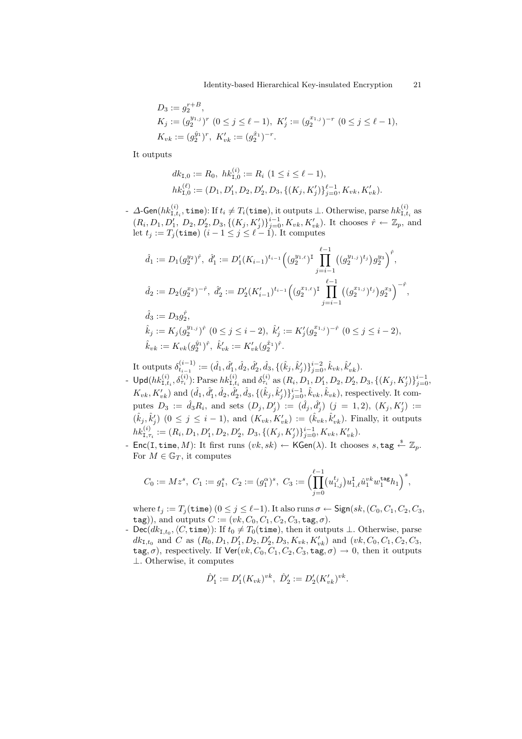$$D_3 := g_2^{r+B},$$
$$K_j := (g_2^{y_{1,j}})^r \ (0 \le j \le \ell - 1), \ K'_j := (g_2^{x_{1,j}})^{-r} \ (0 \le j \le \ell - 1),$$
$$K_{vk} := (g_2^{\hat{y}_1})^r, \ K'_{vk} := (g_2^{\hat{x}_1})^{-r}.$$

It outputs

$$dk_{\mathtt{I},0} := R_0, \ hk_{\mathtt{I},0}^{(i)} := R_i \ (1 \le i \le \ell - 1),$$
$$hk_{\mathtt{I},0}^{(\ell)} := (D_1, D'_1, D_2, D'_2, D_3, \{(K_j, K'_j)\}_{j=0}^{\ell-1}, K_{vk}, K'_{vk}).$$

- $\Delta$-$\mathsf{Gen}(hk_{\mathtt{I},t_i}^{(i)}, \mathtt{time})$: If $t_i \ne T_i(\mathtt{time})$, it outputs $\perp$. Otherwise, parse $hk_{\mathtt{I},t_i}^{(i)}$ as $(R_i, D_1, D'_1, D_2, D'_2, D_3, \{(K_j, K'_j)\}_{j=0}^{i-1}, K_{vk}, K'_{vk})$. It chooses $\hat{r} \leftarrow \mathbb{Z}_p$, and let $t_j := T_j(\mathtt{time})$ $(i-1 \le j \le \ell - 1)$. It computes

$$\hat{d}_1 := D_1(g_2^{y_2})^{\hat{r}}, \ \hat{d}'_1 := D'_1(K_{i-1})^{t_{i-1}}\Big((g_2^{y_{1,\ell}})^{\mathtt{I}} \prod_{j=i-1}^{\ell-1} \big((g_2^{y_{1,j}})^{t_j}\big) g_2^{y_3}\Big)^{\hat{r}},$$
$$\hat{d}_2 := D_2(g_2^{x_2})^{-\hat{r}}, \ \hat{d}'_2 := D'_2(K'_{i-1})^{t_{i-1}}\Big((g_2^{x_{1,\ell}})^{\mathtt{I}} \prod_{j=i-1}^{\ell-1} \big((g_2^{x_{1,j}})^{t_j}\big) g_2^{x_3}\Big)^{-\hat{r}},$$
$$\hat{d}_3 := D_3 g_2^{\hat{r}},$$
$$\hat{k}_j := K_j(g_2^{y_{1,j}})^{\hat{r}} \ (0 \le j \le i-2), \ \hat{k}'_j := K'_j(g_2^{x_{1,j}})^{-\hat{r}} \ (0 \le j \le i-2),$$
$$\hat{k}_{vk} := K_{vk}(g_2^{\hat{y}_1})^{\hat{r}}, \ \hat{k}'_{vk} := K'_{vk}(g_2^{\hat{x}_1})^{\hat{r}}.$$

It outputs $\delta_{t_{i-1}}^{(i-1)} := (\hat{d}_1, \hat{d}'_1, \hat{d}_2, \hat{d}'_2, \hat{d}_3, \{(\hat{k}_j, \hat{k}'_j)\}_{j=0}^{i-2}, \hat{k}_{vk}, \hat{k}'_{vk})$.

- $\mathsf{Upd}(hk_{\mathtt{I},t_i}^{(i)}, \delta_{\tau_i}^{(i)})$: Parse $hk_{\mathtt{I},t_i}^{(i)}$ and $\delta_{\tau_i}^{(i)}$ as $(R_i, D_1, D'_1, D_2, D'_2, D_3, \{(K_j, K'_j)\}_{j=0}^{i-1}, K_{vk}, K'_{vk})$ and $(\hat{d}_1, \hat{d}'_1, \hat{d}_2, \hat{d}'_2, \hat{d}_3, \{(\hat{k}_j, \hat{k}'_j)\}_{j=0}^{i-1}, \hat{k}_{vk}, \hat{k}_{vk})$, respectively. It computes $D_3 := \hat{d}_3 R_i$, and sets $(D_j, D'_j) := (\hat{d}_j, \hat{d}'_j)$ $(j = 1, 2)$, $(K_j, K'_j) := (\hat{k}_j, \hat{k}'_j)$ $(0 \le j \le i-1)$, and $(K_{vk}, K'_{vk}) := (\hat{k}_{vk}, \hat{k}'_{vk})$. Finally, it outputs $hk_{\mathtt{I},\tau_i}^{(i)} := (R_i, D_1, D'_1, D_2, D'_2, D_3, \{(K_j, K'_j)\}_{j=0}^{i-1}, K_{vk}, K'_{vk})$.
- $\mathsf{Enc}(\mathtt{I}, \mathtt{time}, M)$: It first runs $(vk, sk) \leftarrow \mathsf{KGen}(\lambda)$. It chooses $s, \mathtt{tag} \xleftarrow{\$} \mathbb{Z}_p$. For $M \in \mathbb{G}_T$, it computes

$$C_0 := Mz^s, \ C_1 := g_1^s, \ C_2 := (g_1^{\alpha})^s, \ C_3 := \Big(\prod_{j=0}^{\ell-1}\big(u_{1,j}^{t_j}\big) u_{1,\ell}^{\mathtt{I}} \hat{u}_1^{vk} w_1^{\mathtt{tag}} h_1\Big)^s,$$

where $t_j := T_j(\mathtt{time})$ $(0 \le j \le \ell - 1)$. It also runs $\sigma \leftarrow \mathsf{Sign}(sk, (C_0, C_1, C_2, C_3, \mathtt{tag}))$, and outputs $C := (vk, C_0, C_1, C_2, C_3, \mathtt{tag}, \sigma)$.
- $\mathsf{Dec}(dk_{\mathtt{I},t_0}, \langle C, \mathtt{time}\rangle)$: If $t_0 \ne T_0(\mathtt{time})$, then it outputs $\perp$. Otherwise, parse $dk_{\mathtt{I},t_0}$ and $C$ as $(R_0, D_1, D'_1, D_2, D'_2, D_3, K_{vk}, K'_{vk})$ and $(vk, C_0, C_1, C_2, C_3, \mathtt{tag}, \sigma)$, respectively. If $\mathsf{Ver}(vk, C_0, C_1, C_2, C_3, \mathtt{tag}, \sigma) \rightarrow 0$, then it outputs $\perp$. Otherwise, it computes

$$\hat{D}'_1 := D'_1(K_{vk})^{vk}, \ \hat{D}'_2 := D'_2(K'_{vk})^{vk}.$$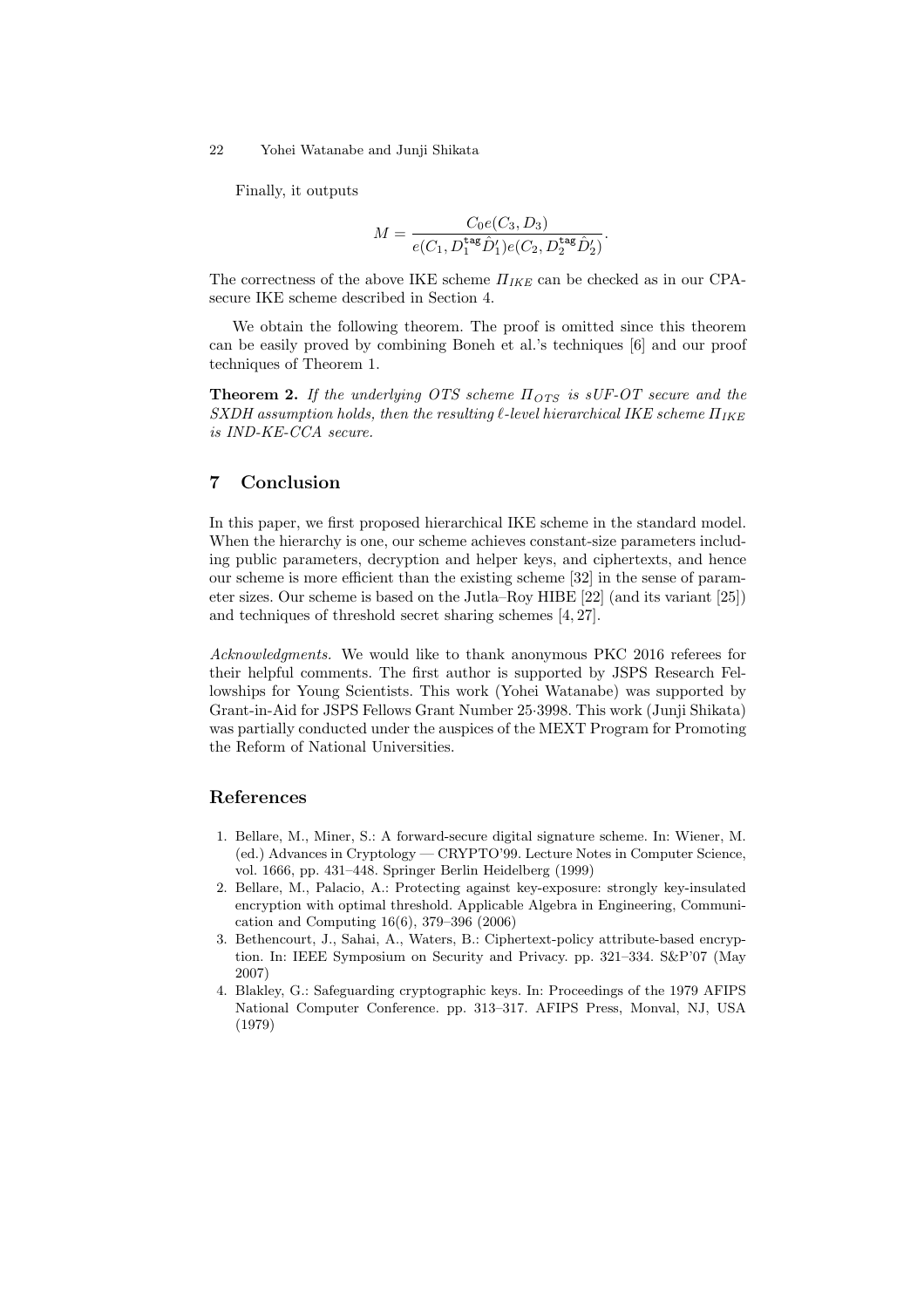Finally, it outputs

$$M = \frac{C_0 e(C_3, D_3)}{e(C_1, D_1^{\mathtt{tag}} \hat{D}_1') e(C_2, D_2^{\mathtt{tag}} \hat{D}_2')}.$$

The correctness of the above IKE scheme $\Pi_{IKE}$ can be checked as in our CPA-secure IKE scheme described in Section 4.

We obtain the following theorem. The proof is omitted since this theorem can be easily proved by combining Boneh et al.'s techniques [6] and our proof techniques of Theorem 1.

**Theorem 2.** *If the underlying OTS scheme $\Pi_{OTS}$ is sUF-OT secure and the SXDH assumption holds, then the resulting $\ell$-level hierarchical IKE scheme $\Pi_{IKE}$ is IND-KE-CCA secure.*

## 7 Conclusion

In this paper, we first proposed hierarchical IKE scheme in the standard model. When the hierarchy is one, our scheme achieves constant-size parameters including public parameters, decryption and helper keys, and ciphertexts, and hence our scheme is more efficient than the existing scheme [32] in the sense of parameter sizes. Our scheme is based on the Jutla–Roy HIBE [22] (and its variant [25]) and techniques of threshold secret sharing schemes [4, 27].

*Acknowledgments.* We would like to thank anonymous PKC 2016 referees for their helpful comments. The first author is supported by JSPS Research Fellowships for Young Scientists. This work (Yohei Watanabe) was supported by Grant-in-Aid for JSPS Fellows Grant Number 25·3998. This work (Junji Shikata) was partially conducted under the auspices of the MEXT Program for Promoting the Reform of National Universities.

## References

1. Bellare, M., Miner, S.: A forward-secure digital signature scheme. In: Wiener, M. (ed.) Advances in Cryptology — CRYPTO'99. Lecture Notes in Computer Science, vol. 1666, pp. 431–448. Springer Berlin Heidelberg (1999)
2. Bellare, M., Palacio, A.: Protecting against key-exposure: strongly key-insulated encryption with optimal threshold. Applicable Algebra in Engineering, Communication and Computing 16(6), 379–396 (2006)
3. Bethencourt, J., Sahai, A., Waters, B.: Ciphertext-policy attribute-based encryption. In: IEEE Symposium on Security and Privacy. pp. 321–334. S&P'07 (May 2007)
4. Blakley, G.: Safeguarding cryptographic keys. In: Proceedings of the 1979 AFIPS National Computer Conference. pp. 313–317. AFIPS Press, Monval, NJ, USA (1979)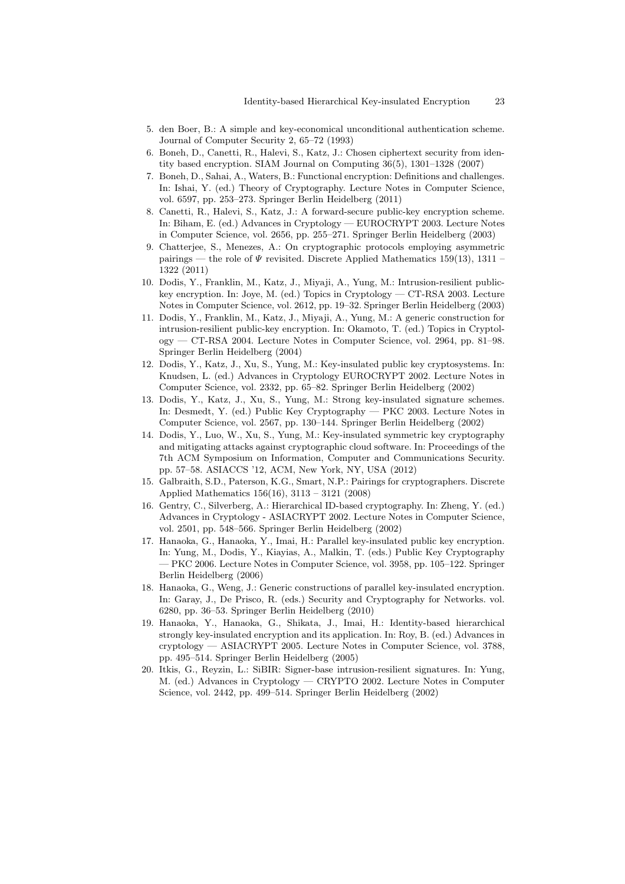5. den Boer, B.: A simple and key-economical unconditional authentication scheme. Journal of Computer Security 2, 65–72 (1993)
6. Boneh, D., Canetti, R., Halevi, S., Katz, J.: Chosen ciphertext security from identity based encryption. SIAM Journal on Computing 36(5), 1301–1328 (2007)
7. Boneh, D., Sahai, A., Waters, B.: Functional encryption: Definitions and challenges. In: Ishai, Y. (ed.) Theory of Cryptography. Lecture Notes in Computer Science, vol. 6597, pp. 253–273. Springer Berlin Heidelberg (2011)
8. Canetti, R., Halevi, S., Katz, J.: A forward-secure public-key encryption scheme. In: Biham, E. (ed.) Advances in Cryptology — EUROCRYPT 2003. Lecture Notes in Computer Science, vol. 2656, pp. 255–271. Springer Berlin Heidelberg (2003)
9. Chatterjee, S., Menezes, A.: On cryptographic protocols employing asymmetric pairings — the role of $\Psi$ revisited. Discrete Applied Mathematics 159(13), 1311 – 1322 (2011)
10. Dodis, Y., Franklin, M., Katz, J., Miyaji, A., Yung, M.: Intrusion-resilient public-key encryption. In: Joye, M. (ed.) Topics in Cryptology — CT-RSA 2003. Lecture Notes in Computer Science, vol. 2612, pp. 19–32. Springer Berlin Heidelberg (2003)
11. Dodis, Y., Franklin, M., Katz, J., Miyaji, A., Yung, M.: A generic construction for intrusion-resilient public-key encryption. In: Okamoto, T. (ed.) Topics in Cryptology — CT-RSA 2004. Lecture Notes in Computer Science, vol. 2964, pp. 81–98. Springer Berlin Heidelberg (2004)
12. Dodis, Y., Katz, J., Xu, S., Yung, M.: Key-insulated public key cryptosystems. In: Knudsen, L. (ed.) Advances in Cryptology EUROCRYPT 2002. Lecture Notes in Computer Science, vol. 2332, pp. 65–82. Springer Berlin Heidelberg (2002)
13. Dodis, Y., Katz, J., Xu, S., Yung, M.: Strong key-insulated signature schemes. In: Desmedt, Y. (ed.) Public Key Cryptography — PKC 2003. Lecture Notes in Computer Science, vol. 2567, pp. 130–144. Springer Berlin Heidelberg (2002)
14. Dodis, Y., Luo, W., Xu, S., Yung, M.: Key-insulated symmetric key cryptography and mitigating attacks against cryptographic cloud software. In: Proceedings of the 7th ACM Symposium on Information, Computer and Communications Security. pp. 57–58. ASIACCS '12, ACM, New York, NY, USA (2012)
15. Galbraith, S.D., Paterson, K.G., Smart, N.P.: Pairings for cryptographers. Discrete Applied Mathematics 156(16), 3113 – 3121 (2008)
16. Gentry, C., Silverberg, A.: Hierarchical ID-based cryptography. In: Zheng, Y. (ed.) Advances in Cryptology - ASIACRYPT 2002. Lecture Notes in Computer Science, vol. 2501, pp. 548–566. Springer Berlin Heidelberg (2002)
17. Hanaoka, G., Hanaoka, Y., Imai, H.: Parallel key-insulated public key encryption. In: Yung, M., Dodis, Y., Kiayias, A., Malkin, T. (eds.) Public Key Cryptography — PKC 2006. Lecture Notes in Computer Science, vol. 3958, pp. 105–122. Springer Berlin Heidelberg (2006)
18. Hanaoka, G., Weng, J.: Generic constructions of parallel key-insulated encryption. In: Garay, J., De Prisco, R. (eds.) Security and Cryptography for Networks. vol. 6280, pp. 36–53. Springer Berlin Heidelberg (2010)
19. Hanaoka, Y., Hanaoka, G., Shikata, J., Imai, H.: Identity-based hierarchical strongly key-insulated encryption and its application. In: Roy, B. (ed.) Advances in cryptology — ASIACRYPT 2005. Lecture Notes in Computer Science, vol. 3788, pp. 495–514. Springer Berlin Heidelberg (2005)
20. Itkis, G., Reyzin, L.: SiBIR: Signer-base intrusion-resilient signatures. In: Yung, M. (ed.) Advances in Cryptology — CRYPTO 2002. Lecture Notes in Computer Science, vol. 2442, pp. 499–514. Springer Berlin Heidelberg (2002)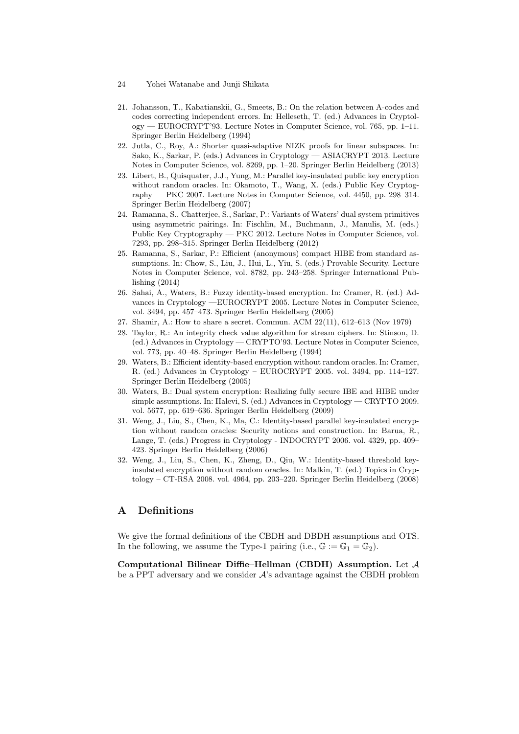21. Johansson, T., Kabatianskii, G., Smeets, B.: On the relation between A-codes and codes correcting independent errors. In: Helleseth, T. (ed.) Advances in Cryptology — EUROCRYPT'93. Lecture Notes in Computer Science, vol. 765, pp. 1–11. Springer Berlin Heidelberg (1994)
22. Jutla, C., Roy, A.: Shorter quasi-adaptive NIZK proofs for linear subspaces. In: Sako, K., Sarkar, P. (eds.) Advances in Cryptology — ASIACRYPT 2013. Lecture Notes in Computer Science, vol. 8269, pp. 1–20. Springer Berlin Heidelberg (2013)
23. Libert, B., Quisquater, J.J., Yung, M.: Parallel key-insulated public key encryption without random oracles. In: Okamoto, T., Wang, X. (eds.) Public Key Cryptography — PKC 2007. Lecture Notes in Computer Science, vol. 4450, pp. 298–314. Springer Berlin Heidelberg (2007)
24. Ramanna, S., Chatterjee, S., Sarkar, P.: Variants of Waters' dual system primitives using asymmetric pairings. In: Fischlin, M., Buchmann, J., Manulis, M. (eds.) Public Key Cryptography — PKC 2012. Lecture Notes in Computer Science, vol. 7293, pp. 298–315. Springer Berlin Heidelberg (2012)
25. Ramanna, S., Sarkar, P.: Efficient (anonymous) compact HIBE from standard assumptions. In: Chow, S., Liu, J., Hui, L., Yiu, S. (eds.) Provable Security. Lecture Notes in Computer Science, vol. 8782, pp. 243–258. Springer International Publishing (2014)
26. Sahai, A., Waters, B.: Fuzzy identity-based encryption. In: Cramer, R. (ed.) Advances in Cryptology —EUROCRYPT 2005. Lecture Notes in Computer Science, vol. 3494, pp. 457–473. Springer Berlin Heidelberg (2005)
27. Shamir, A.: How to share a secret. Commun. ACM 22(11), 612–613 (Nov 1979)
28. Taylor, R.: An integrity check value algorithm for stream ciphers. In: Stinson, D. (ed.) Advances in Cryptology — CRYPTO'93. Lecture Notes in Computer Science, vol. 773, pp. 40–48. Springer Berlin Heidelberg (1994)
29. Waters, B.: Efficient identity-based encryption without random oracles. In: Cramer, R. (ed.) Advances in Cryptology – EUROCRYPT 2005. vol. 3494, pp. 114–127. Springer Berlin Heidelberg (2005)
30. Waters, B.: Dual system encryption: Realizing fully secure IBE and HIBE under simple assumptions. In: Halevi, S. (ed.) Advances in Cryptology — CRYPTO 2009. vol. 5677, pp. 619–636. Springer Berlin Heidelberg (2009)
31. Weng, J., Liu, S., Chen, K., Ma, C.: Identity-based parallel key-insulated encryption without random oracles: Security notions and construction. In: Barua, R., Lange, T. (eds.) Progress in Cryptology - INDOCRYPT 2006. vol. 4329, pp. 409–423. Springer Berlin Heidelberg (2006)
32. Weng, J., Liu, S., Chen, K., Zheng, D., Qiu, W.: Identity-based threshold key-insulated encryption without random oracles. In: Malkin, T. (ed.) Topics in Cryptology – CT-RSA 2008. vol. 4964, pp. 203–220. Springer Berlin Heidelberg (2008)

## A Definitions

We give the formal definitions of the CBDH and DBDH assumptions and OTS. In the following, we assume the Type-1 pairing (i.e., $\mathbb{G} := \mathbb{G}_1 = \mathbb{G}_2$).

**Computational Bilinear Diffie–Hellman (CBDH) Assumption.** Let $\mathcal{A}$ be a PPT adversary and we consider $\mathcal{A}$'s advantage against the CBDH problem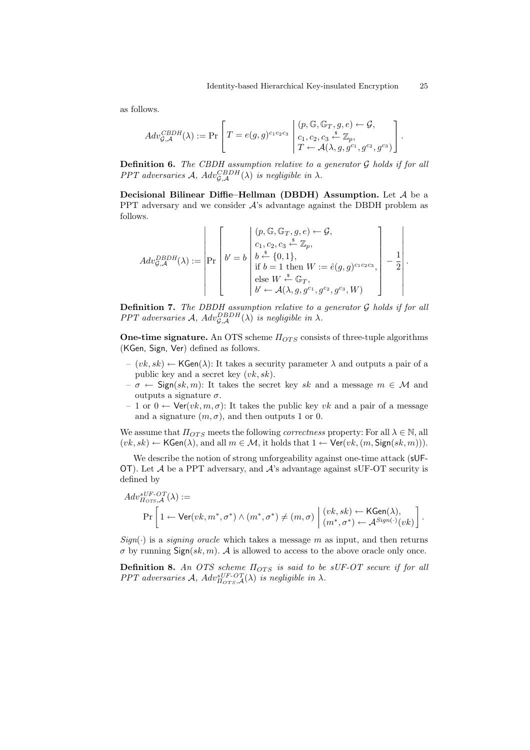as follows.

$$Adv^{CBDH}_{\mathcal{G},\mathcal{A}}(\lambda) := \Pr\left[ T = e(g,g)^{c_1 c_2 c_3} \;\middle|\; \begin{array}{l} (p, \mathbb{G}, \mathbb{G}_T, g, e) \leftarrow \mathcal{G}, \\ c_1, c_2, c_3 \xleftarrow{\$} \mathbb{Z}_p, \\ T \leftarrow \mathcal{A}(\lambda, g, g^{c_1}, g^{c_2}, g^{c_3}) \end{array} \right].$$

**Definition 6.** *The CBDH assumption relative to a generator $\mathcal{G}$ holds if for all PPT adversaries $\mathcal{A}$, $Adv^{CBDH}_{\mathcal{G},\mathcal{A}}(\lambda)$ is negligible in $\lambda$.*

**Decisional Bilinear Diffie–Hellman (DBDH) Assumption.** Let $\mathcal{A}$ be a PPT adversary and we consider $\mathcal{A}$'s advantage against the DBDH problem as follows.

$$Adv^{DBDH}_{\mathcal{G},\mathcal{A}}(\lambda) := \left| \Pr\left[ b' = b \;\middle|\; \begin{array}{l} (p, \mathbb{G}, \mathbb{G}_T, g, e) \leftarrow \mathcal{G}, \\ c_1, c_2, c_3 \xleftarrow{\$} \mathbb{Z}_p, \\ b \xleftarrow{\$} \{0,1\}, \\ \text{if } b = 1 \text{ then } W := \hat{e}(g,g)^{c_1 c_2 c_3}, \\ \text{else } W \xleftarrow{\$} \mathbb{G}_T, \\ b' \leftarrow \mathcal{A}(\lambda, g, g^{c_1}, g^{c_2}, g^{c_3}, W) \end{array} \right] - \frac{1}{2} \right|.$$

**Definition 7.** *The DBDH assumption relative to a generator $\mathcal{G}$ holds if for all PPT adversaries $\mathcal{A}$, $Adv^{DBDH}_{\mathcal{G},\mathcal{A}}(\lambda)$ is negligible in $\lambda$.*

**One-time signature.** An OTS scheme $\Pi_{OTS}$ consists of three-tuple algorithms ($\mathsf{KGen}$, $\mathsf{Sign}$, $\mathsf{Ver}$) defined as follows.

- $(vk, sk) \leftarrow \mathsf{KGen}(\lambda)$: It takes a security parameter $\lambda$ and outputs a pair of a public key and a secret key $(vk, sk)$.
- $\sigma \leftarrow \mathsf{Sign}(sk, m)$: It takes the secret key $sk$ and a message $m \in \mathcal{M}$ and outputs a signature $\sigma$.
- 1 or $0 \leftarrow \mathsf{Ver}(vk, m, \sigma)$: It takes the public key $vk$ and a pair of a message and a signature $(m, \sigma)$, and then outputs 1 or 0.

We assume that $\Pi_{OTS}$ meets the following *correctness* property: For all $\lambda \in \mathbb{N}$, all $(vk, sk) \leftarrow \mathsf{KGen}(\lambda)$, and all $m \in \mathcal{M}$, it holds that $1 \leftarrow \mathsf{Ver}(vk, (m, \mathsf{Sign}(sk, m)))$.

We describe the notion of strong unforgeability against one-time attack (sUF-OT). Let $\mathcal{A}$ be a PPT adversary, and $\mathcal{A}$'s advantage against sUF-OT security is defined by

$$Adv^{sUF\text{-}OT}_{\Pi_{OTS},\mathcal{A}}(\lambda) := \Pr\left[ 1 \leftarrow \mathsf{Ver}(vk, m^*, \sigma^*) \wedge (m^*, \sigma^*) \neq (m, \sigma) \;\middle|\; \begin{array}{l} (vk, sk) \leftarrow \mathsf{KGen}(\lambda), \\ (m^*, \sigma^*) \leftarrow \mathcal{A}^{Sign(\cdot)}(vk) \end{array} \right].$$

*Sign*$(\cdot)$ is a *signing oracle* which takes a message $m$ as input, and then returns $\sigma$ by running $\mathsf{Sign}(sk, m)$. $\mathcal{A}$ is allowed to access to the above oracle only once.

**Definition 8.** *An OTS scheme $\Pi_{OTS}$ is said to be sUF-OT secure if for all PPT adversaries $\mathcal{A}$, $Adv^{sUF\text{-}OT}_{\Pi_{OTS},\mathcal{A}}(\lambda)$ is negligible in $\lambda$.*